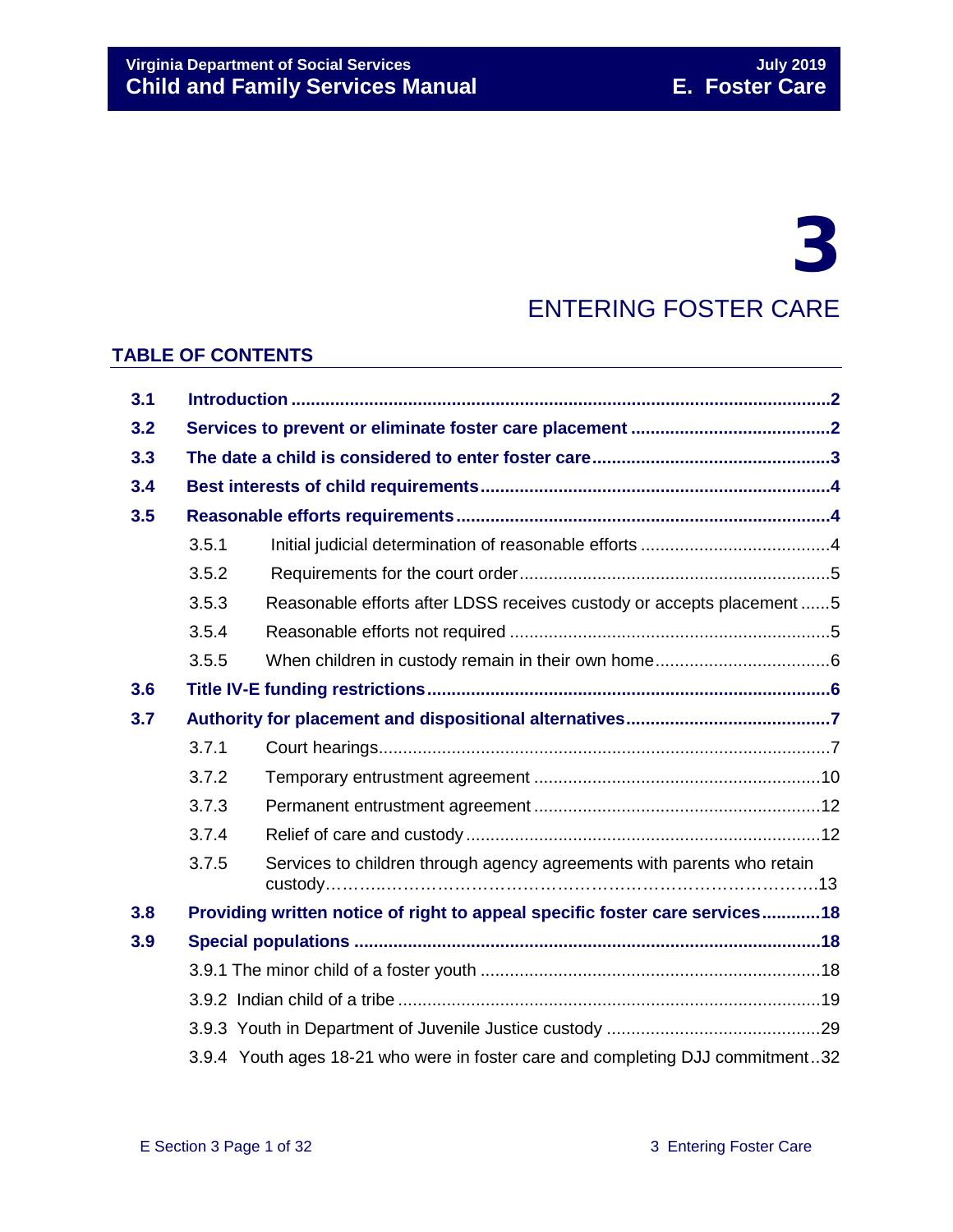# 3

# ENTERING FOSTER CARE

## TABLE OF CONTENTS

| | | | |
|---|---|---|---|
| **3.1** | **Introduction** | | **2** |
| **3.2** | **Services to prevent or eliminate foster care placement** | | **2** |
| **3.3** | **The date a child is considered to enter foster care** | | **3** |
| **3.4** | **Best interests of child requirements** | | **4** |
| **3.5** | **Reasonable efforts requirements** | | **4** |
| | 3.5.1 | Initial judicial determination of reasonable efforts | 4 |
| | 3.5.2 | Requirements for the court order | 5 |
| | 3.5.3 | Reasonable efforts after LDSS receives custody or accepts placement | 5 |
| | 3.5.4 | Reasonable efforts not required | 5 |
| | 3.5.5 | When children in custody remain in their own home | 6 |
| **3.6** | **Title IV-E funding restrictions** | | **6** |
| **3.7** | **Authority for placement and dispositional alternatives** | | **7** |
| | 3.7.1 | Court hearings | 7 |
| | 3.7.2 | Temporary entrustment agreement | 10 |
| | 3.7.3 | Permanent entrustment agreement | 12 |
| | 3.7.4 | Relief of care and custody | 12 |
| | 3.7.5 | Services to children through agency agreements with parents who retain custody | 13 |
| **3.8** | **Providing written notice of right to appeal specific foster care services** | | **18** |
| **3.9** | **Special populations** | | **18** |
| | 3.9.1 | The minor child of a foster youth | 18 |
| | 3.9.2 | Indian child of a tribe | 19 |
| | 3.9.3 | Youth in Department of Juvenile Justice custody | 29 |
| | 3.9.4 | Youth ages 18-21 who were in foster care and completing DJJ commitment | 32 |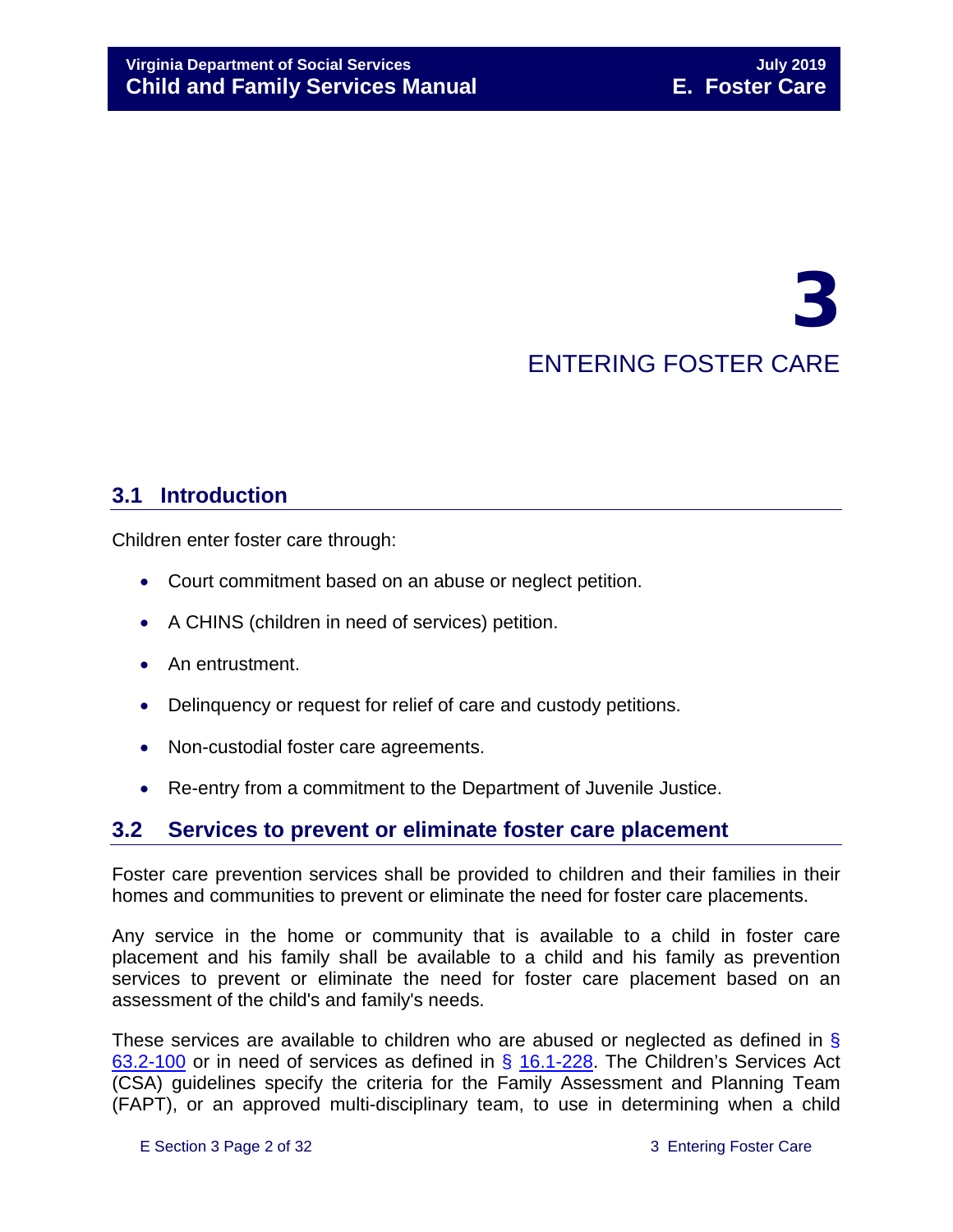# 3

# ENTERING FOSTER CARE

## 3.1 Introduction

Children enter foster care through:

- Court commitment based on an abuse or neglect petition.
- A CHINS (children in need of services) petition.
- An entrustment.
- Delinquency or request for relief of care and custody petitions.
- Non-custodial foster care agreements.
- Re-entry from a commitment to the Department of Juvenile Justice.

## 3.2 Services to prevent or eliminate foster care placement

Foster care prevention services shall be provided to children and their families in their homes and communities to prevent or eliminate the need for foster care placements.

Any service in the home or community that is available to a child in foster care placement and his family shall be available to a child and his family as prevention services to prevent or eliminate the need for foster care placement based on an assessment of the child's and family's needs.

These services are available to children who are abused or neglected as defined in § 63.2-100 or in need of services as defined in § 16.1-228. The Children's Services Act (CSA) guidelines specify the criteria for the Family Assessment and Planning Team (FAPT), or an approved multi-disciplinary team, to use in determining when a child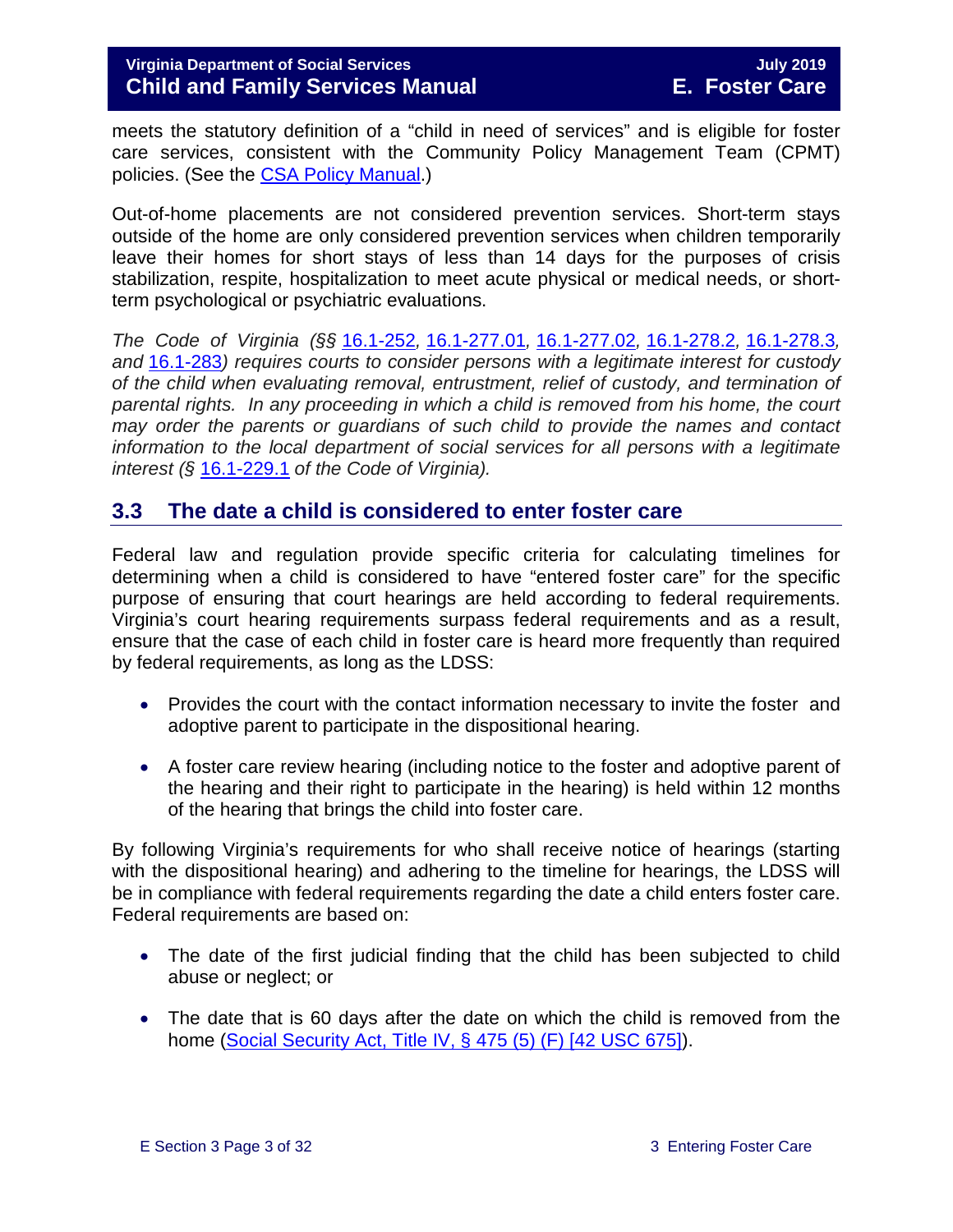meets the statutory definition of a "child in need of services" and is eligible for foster care services, consistent with the Community Policy Management Team (CPMT) policies. (See the CSA Policy Manual.)

Out-of-home placements are not considered prevention services. Short-term stays outside of the home are only considered prevention services when children temporarily leave their homes for short stays of less than 14 days for the purposes of crisis stabilization, respite, hospitalization to meet acute physical or medical needs, or short-term psychological or psychiatric evaluations.

*The Code of Virginia (§§ 16.1-252, 16.1-277.01, 16.1-277.02, 16.1-278.2, 16.1-278.3, and 16.1-283) requires courts to consider persons with a legitimate interest for custody of the child when evaluating removal, entrustment, relief of custody, and termination of parental rights. In any proceeding in which a child is removed from his home, the court may order the parents or guardians of such child to provide the names and contact information to the local department of social services for all persons with a legitimate interest (§ 16.1-229.1 of the Code of Virginia).*

## 3.3 The date a child is considered to enter foster care

Federal law and regulation provide specific criteria for calculating timelines for determining when a child is considered to have "entered foster care" for the specific purpose of ensuring that court hearings are held according to federal requirements. Virginia's court hearing requirements surpass federal requirements and as a result, ensure that the case of each child in foster care is heard more frequently than required by federal requirements, as long as the LDSS:

- Provides the court with the contact information necessary to invite the foster and adoptive parent to participate in the dispositional hearing.
- A foster care review hearing (including notice to the foster and adoptive parent of the hearing and their right to participate in the hearing) is held within 12 months of the hearing that brings the child into foster care.

By following Virginia's requirements for who shall receive notice of hearings (starting with the dispositional hearing) and adhering to the timeline for hearings, the LDSS will be in compliance with federal requirements regarding the date a child enters foster care. Federal requirements are based on:

- The date of the first judicial finding that the child has been subjected to child abuse or neglect; or
- The date that is 60 days after the date on which the child is removed from the home (Social Security Act, Title IV, § 475 (5) (F) [42 USC 675]).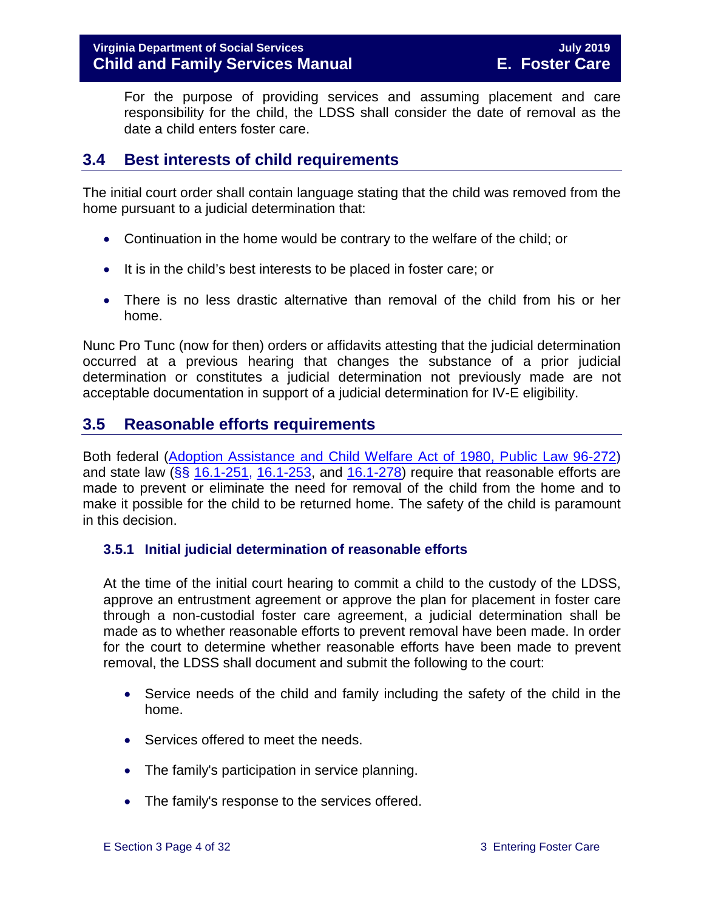For the purpose of providing services and assuming placement and care responsibility for the child, the LDSS shall consider the date of removal as the date a child enters foster care.

## 3.4 Best interests of child requirements

The initial court order shall contain language stating that the child was removed from the home pursuant to a judicial determination that:

- Continuation in the home would be contrary to the welfare of the child; or
- It is in the child's best interests to be placed in foster care; or
- There is no less drastic alternative than removal of the child from his or her home.

Nunc Pro Tunc (now for then) orders or affidavits attesting that the judicial determination occurred at a previous hearing that changes the substance of a prior judicial determination or constitutes a judicial determination not previously made are not acceptable documentation in support of a judicial determination for IV-E eligibility.

## 3.5 Reasonable efforts requirements

Both federal (Adoption Assistance and Child Welfare Act of 1980, Public Law 96-272) and state law (§§ 16.1-251, 16.1-253, and 16.1-278) require that reasonable efforts are made to prevent or eliminate the need for removal of the child from the home and to make it possible for the child to be returned home. The safety of the child is paramount in this decision.

### 3.5.1 Initial judicial determination of reasonable efforts

At the time of the initial court hearing to commit a child to the custody of the LDSS, approve an entrustment agreement or approve the plan for placement in foster care through a non-custodial foster care agreement, a judicial determination shall be made as to whether reasonable efforts to prevent removal have been made. In order for the court to determine whether reasonable efforts have been made to prevent removal, the LDSS shall document and submit the following to the court:

- Service needs of the child and family including the safety of the child in the home.
- Services offered to meet the needs.
- The family's participation in service planning.
- The family's response to the services offered.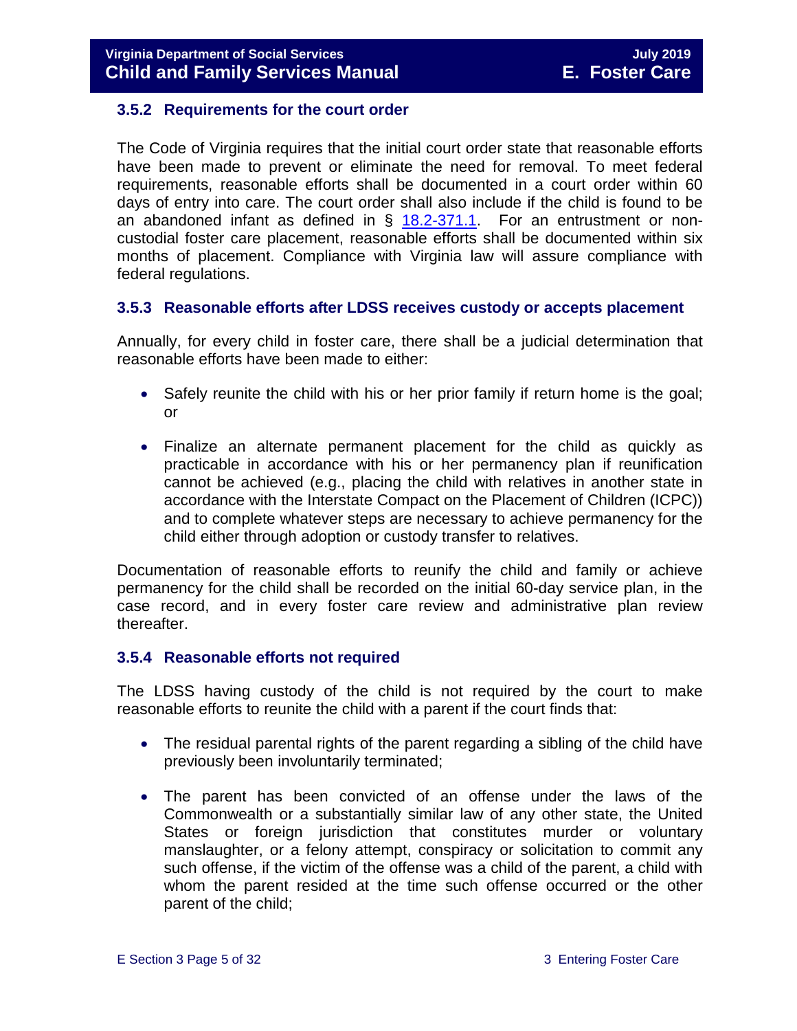### 3.5.2 Requirements for the court order

The Code of Virginia requires that the initial court order state that reasonable efforts have been made to prevent or eliminate the need for removal. To meet federal requirements, reasonable efforts shall be documented in a court order within 60 days of entry into care. The court order shall also include if the child is found to be an abandoned infant as defined in § [18.2-371.1](). For an entrustment or non-custodial foster care placement, reasonable efforts shall be documented within six months of placement. Compliance with Virginia law will assure compliance with federal regulations.

### 3.5.3 Reasonable efforts after LDSS receives custody or accepts placement

Annually, for every child in foster care, there shall be a judicial determination that reasonable efforts have been made to either:

- Safely reunite the child with his or her prior family if return home is the goal; or
- Finalize an alternate permanent placement for the child as quickly as practicable in accordance with his or her permanency plan if reunification cannot be achieved (e.g., placing the child with relatives in another state in accordance with the Interstate Compact on the Placement of Children (ICPC)) and to complete whatever steps are necessary to achieve permanency for the child either through adoption or custody transfer to relatives.

Documentation of reasonable efforts to reunify the child and family or achieve permanency for the child shall be recorded on the initial 60-day service plan, in the case record, and in every foster care review and administrative plan review thereafter.

### 3.5.4 Reasonable efforts not required

The LDSS having custody of the child is not required by the court to make reasonable efforts to reunite the child with a parent if the court finds that:

- The residual parental rights of the parent regarding a sibling of the child have previously been involuntarily terminated;
- The parent has been convicted of an offense under the laws of the Commonwealth or a substantially similar law of any other state, the United States or foreign jurisdiction that constitutes murder or voluntary manslaughter, or a felony attempt, conspiracy or solicitation to commit any such offense, if the victim of the offense was a child of the parent, a child with whom the parent resided at the time such offense occurred or the other parent of the child;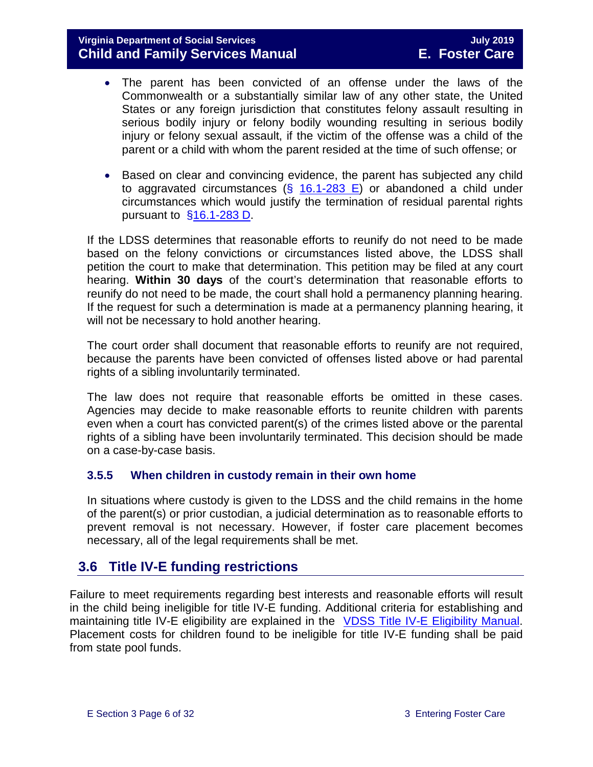- The parent has been convicted of an offense under the laws of the Commonwealth or a substantially similar law of any other state, the United States or any foreign jurisdiction that constitutes felony assault resulting in serious bodily injury or felony bodily wounding resulting in serious bodily injury or felony sexual assault, if the victim of the offense was a child of the parent or a child with whom the parent resided at the time of such offense; or

- Based on clear and convincing evidence, the parent has subjected any child to aggravated circumstances (§ 16.1-283 E) or abandoned a child under circumstances which would justify the termination of residual parental rights pursuant to §16.1-283 D.

If the LDSS determines that reasonable efforts to reunify do not need to be made based on the felony convictions or circumstances listed above, the LDSS shall petition the court to make that determination. This petition may be filed at any court hearing. **Within 30 days** of the court's determination that reasonable efforts to reunify do not need to be made, the court shall hold a permanency planning hearing. If the request for such a determination is made at a permanency planning hearing, it will not be necessary to hold another hearing.

The court order shall document that reasonable efforts to reunify are not required, because the parents have been convicted of offenses listed above or had parental rights of a sibling involuntarily terminated.

The law does not require that reasonable efforts be omitted in these cases. Agencies may decide to make reasonable efforts to reunite children with parents even when a court has convicted parent(s) of the crimes listed above or the parental rights of a sibling have been involuntarily terminated. This decision should be made on a case-by-case basis.

### 3.5.5 When children in custody remain in their own home

In situations where custody is given to the LDSS and the child remains in the home of the parent(s) or prior custodian, a judicial determination as to reasonable efforts to prevent removal is not necessary. However, if foster care placement becomes necessary, all of the legal requirements shall be met.

## 3.6 Title IV-E funding restrictions

Failure to meet requirements regarding best interests and reasonable efforts will result in the child being ineligible for title IV-E funding. Additional criteria for establishing and maintaining title IV-E eligibility are explained in the VDSS Title IV-E Eligibility Manual. Placement costs for children found to be ineligible for title IV-E funding shall be paid from state pool funds.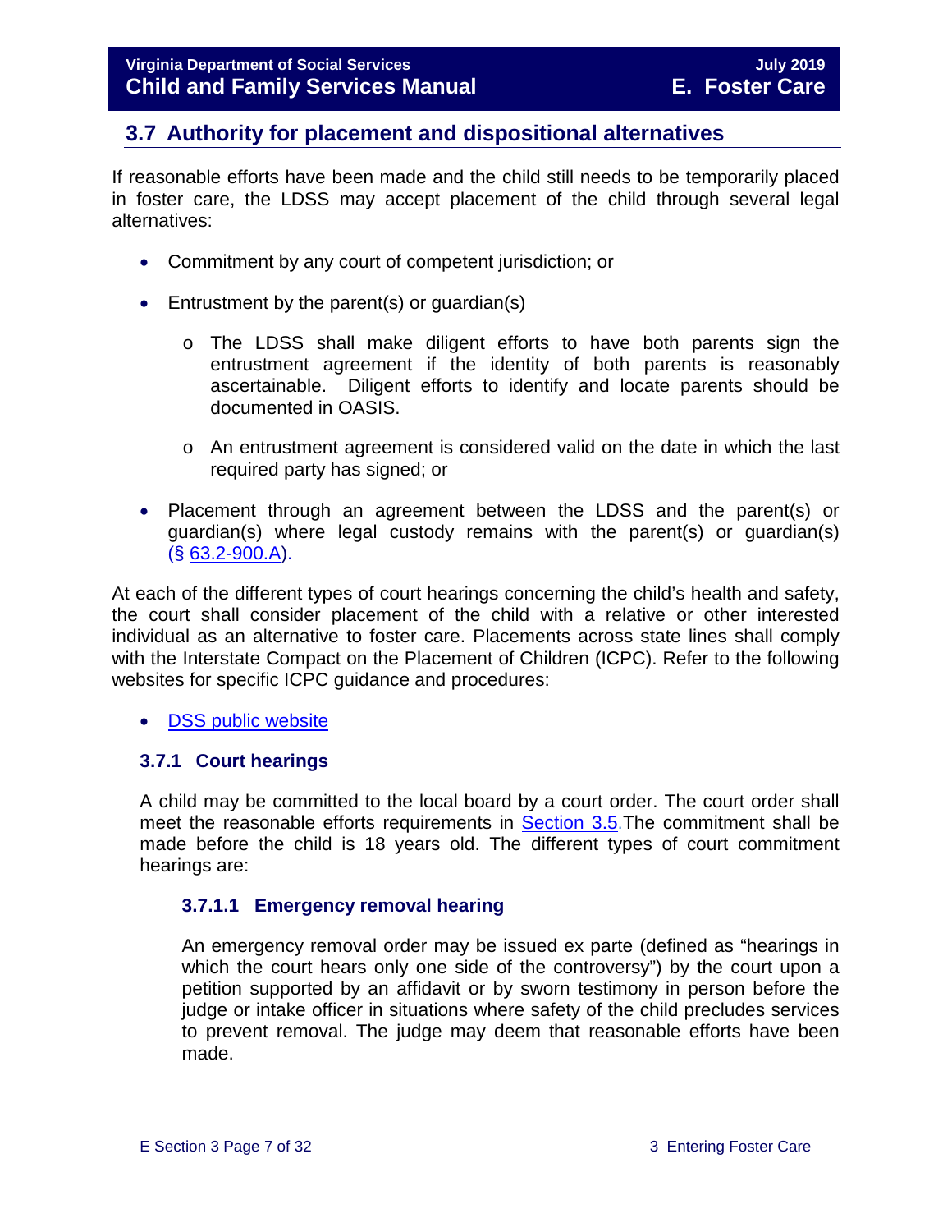## 3.7 Authority for placement and dispositional alternatives

If reasonable efforts have been made and the child still needs to be temporarily placed in foster care, the LDSS may accept placement of the child through several legal alternatives:

- Commitment by any court of competent jurisdiction; or
- Entrustment by the parent(s) or guardian(s)
  - The LDSS shall make diligent efforts to have both parents sign the entrustment agreement if the identity of both parents is reasonably ascertainable. Diligent efforts to identify and locate parents should be documented in OASIS.
  - An entrustment agreement is considered valid on the date in which the last required party has signed; or
- Placement through an agreement between the LDSS and the parent(s) or guardian(s) where legal custody remains with the parent(s) or guardian(s) (§ 63.2-900.A).

At each of the different types of court hearings concerning the child's health and safety, the court shall consider placement of the child with a relative or other interested individual as an alternative to foster care. Placements across state lines shall comply with the Interstate Compact on the Placement of Children (ICPC). Refer to the following websites for specific ICPC guidance and procedures:

- DSS public website

### 3.7.1 Court hearings

A child may be committed to the local board by a court order. The court order shall meet the reasonable efforts requirements in Section 3.5. The commitment shall be made before the child is 18 years old. The different types of court commitment hearings are:

#### 3.7.1.1 Emergency removal hearing

An emergency removal order may be issued ex parte (defined as "hearings in which the court hears only one side of the controversy") by the court upon a petition supported by an affidavit or by sworn testimony in person before the judge or intake officer in situations where safety of the child precludes services to prevent removal. The judge may deem that reasonable efforts have been made.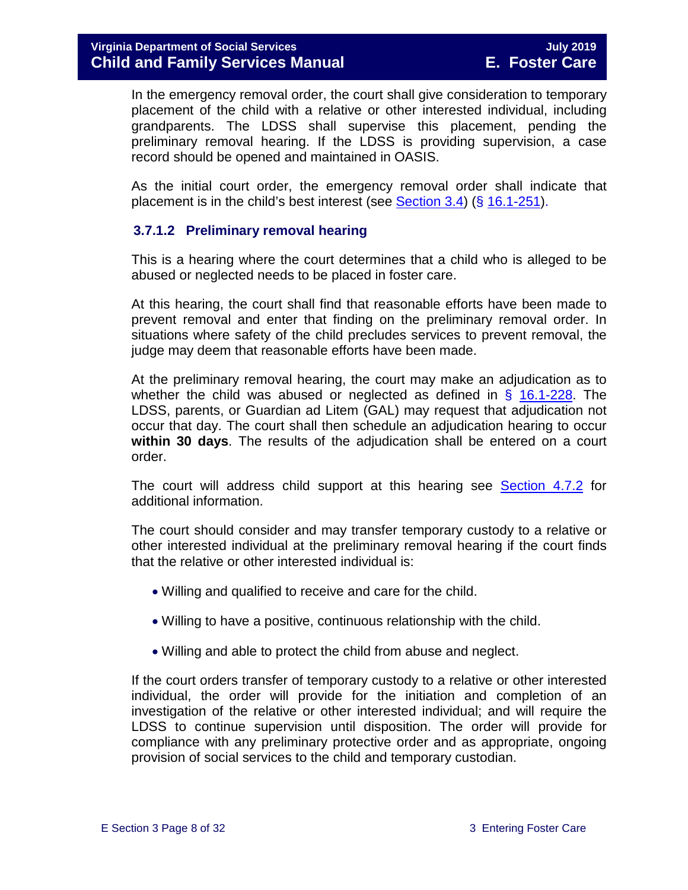In the emergency removal order, the court shall give consideration to temporary placement of the child with a relative or other interested individual, including grandparents. The LDSS shall supervise this placement, pending the preliminary removal hearing. If the LDSS is providing supervision, a case record should be opened and maintained in OASIS.

As the initial court order, the emergency removal order shall indicate that placement is in the child's best interest (see Section 3.4) (§ 16.1-251).

### 3.7.1.2 Preliminary removal hearing

This is a hearing where the court determines that a child who is alleged to be abused or neglected needs to be placed in foster care.

At this hearing, the court shall find that reasonable efforts have been made to prevent removal and enter that finding on the preliminary removal order. In situations where safety of the child precludes services to prevent removal, the judge may deem that reasonable efforts have been made.

At the preliminary removal hearing, the court may make an adjudication as to whether the child was abused or neglected as defined in § 16.1-228. The LDSS, parents, or Guardian ad Litem (GAL) may request that adjudication not occur that day. The court shall then schedule an adjudication hearing to occur **within 30 days**. The results of the adjudication shall be entered on a court order.

The court will address child support at this hearing see Section 4.7.2 for additional information.

The court should consider and may transfer temporary custody to a relative or other interested individual at the preliminary removal hearing if the court finds that the relative or other interested individual is:

- Willing and qualified to receive and care for the child.
- Willing to have a positive, continuous relationship with the child.
- Willing and able to protect the child from abuse and neglect.

If the court orders transfer of temporary custody to a relative or other interested individual, the order will provide for the initiation and completion of an investigation of the relative or other interested individual; and will require the LDSS to continue supervision until disposition. The order will provide for compliance with any preliminary protective order and as appropriate, ongoing provision of social services to the child and temporary custodian.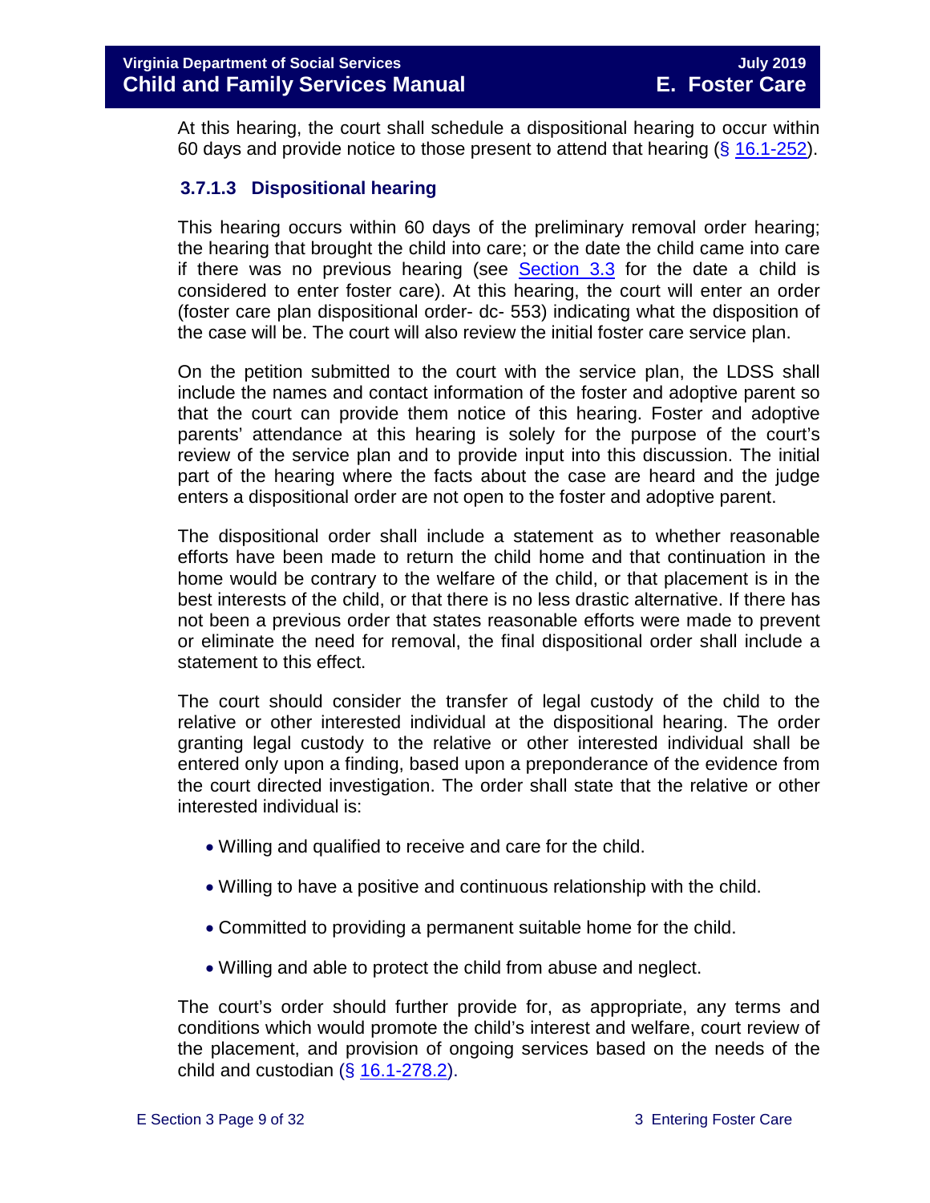At this hearing, the court shall schedule a dispositional hearing to occur within 60 days and provide notice to those present to attend that hearing (§ 16.1-252).

### 3.7.1.3 Dispositional hearing

This hearing occurs within 60 days of the preliminary removal order hearing; the hearing that brought the child into care; or the date the child came into care if there was no previous hearing (see Section 3.3 for the date a child is considered to enter foster care). At this hearing, the court will enter an order (foster care plan dispositional order- dc- 553) indicating what the disposition of the case will be. The court will also review the initial foster care service plan.

On the petition submitted to the court with the service plan, the LDSS shall include the names and contact information of the foster and adoptive parent so that the court can provide them notice of this hearing. Foster and adoptive parents' attendance at this hearing is solely for the purpose of the court's review of the service plan and to provide input into this discussion. The initial part of the hearing where the facts about the case are heard and the judge enters a dispositional order are not open to the foster and adoptive parent.

The dispositional order shall include a statement as to whether reasonable efforts have been made to return the child home and that continuation in the home would be contrary to the welfare of the child, or that placement is in the best interests of the child, or that there is no less drastic alternative. If there has not been a previous order that states reasonable efforts were made to prevent or eliminate the need for removal, the final dispositional order shall include a statement to this effect.

The court should consider the transfer of legal custody of the child to the relative or other interested individual at the dispositional hearing. The order granting legal custody to the relative or other interested individual shall be entered only upon a finding, based upon a preponderance of the evidence from the court directed investigation. The order shall state that the relative or other interested individual is:

- Willing and qualified to receive and care for the child.
- Willing to have a positive and continuous relationship with the child.
- Committed to providing a permanent suitable home for the child.
- Willing and able to protect the child from abuse and neglect.

The court's order should further provide for, as appropriate, any terms and conditions which would promote the child's interest and welfare, court review of the placement, and provision of ongoing services based on the needs of the child and custodian (§ 16.1-278.2).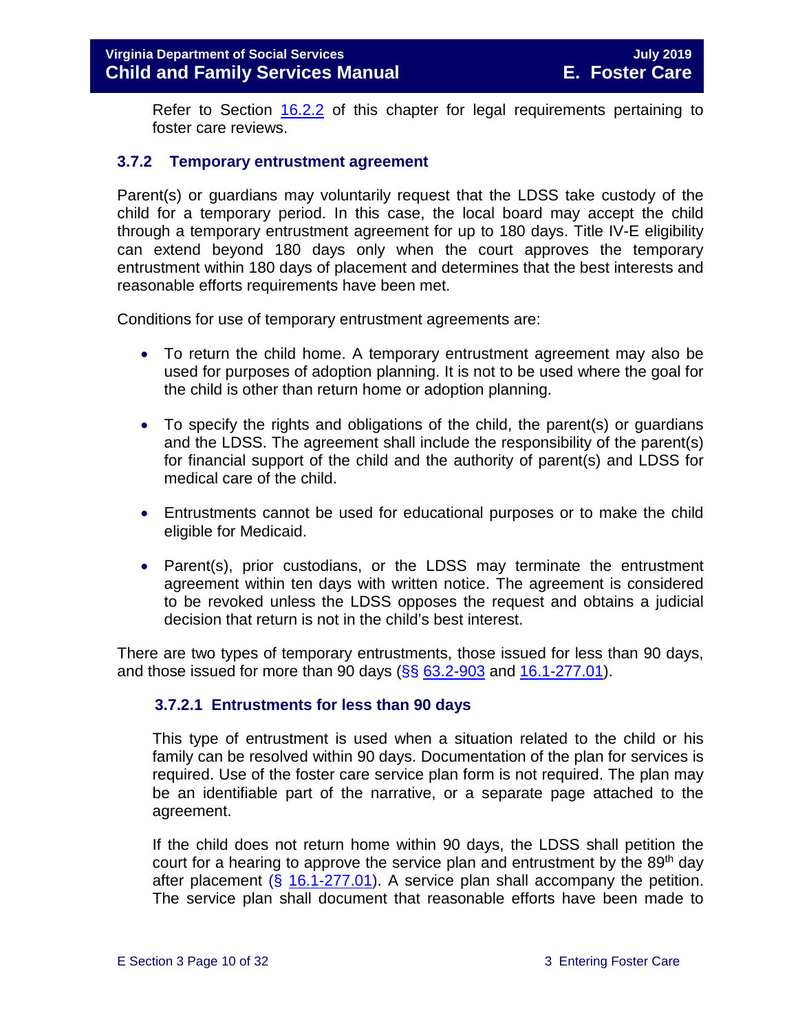Refer to Section [16.2.2](#) of this chapter for legal requirements pertaining to foster care reviews.

### 3.7.2 Temporary entrustment agreement

Parent(s) or guardians voluntarily request that the LDSS take custody of the child for a temporary period. In this case, the local board may accept the child through a temporary entrustment agreement for up to 180 days. Title IV-E eligibility can extend beyond 180 days only when the court approves the temporary entrustment within 180 days of placement and determines that the best interests and reasonable efforts requirements have been met.

Conditions for use of temporary entrustment agreements are:

- To return the child home. A temporary entrustment agreement may also be used for purposes of adoption planning. It is not to be used where the goal for the child is other than return home or adoption planning.
- To specify the rights and obligations of the child, the parent(s) or guardians and the LDSS. The agreement shall include the responsibility of the parent(s) for financial support of the child and the authority of parent(s) and LDSS for medical care of the child.
- Entrustments cannot be used for educational purposes or to make the child eligible for Medicaid.
- Parent(s), prior custodians, or the LDSS may terminate the entrustment agreement within ten days with written notice. The agreement is considered to be revoked unless the LDSS opposes the request and obtains a judicial decision that return is not in the child's best interest.

There are two types of temporary entrustments, those issued for less than 90 days, and those issued for more than 90 days (§§ 63.2-903 and 16.1-277.01).

#### 3.7.2.1 Entrustments for less than 90 days

This type of entrustment is used when a situation related to the child or his family can be resolved within 90 days. Documentation of the plan for services is required. Use of the foster care service plan form is not required. The plan may be an identifiable part of the narrative, or a separate page attached to the agreement.

If the child does not return home within 90 days, the LDSS shall petition the court for a hearing to approve the service plan and entrustment by the 89th day after placement (§ 16.1-277.01). A service plan shall accompany the petition. The service plan shall document that reasonable efforts have been made to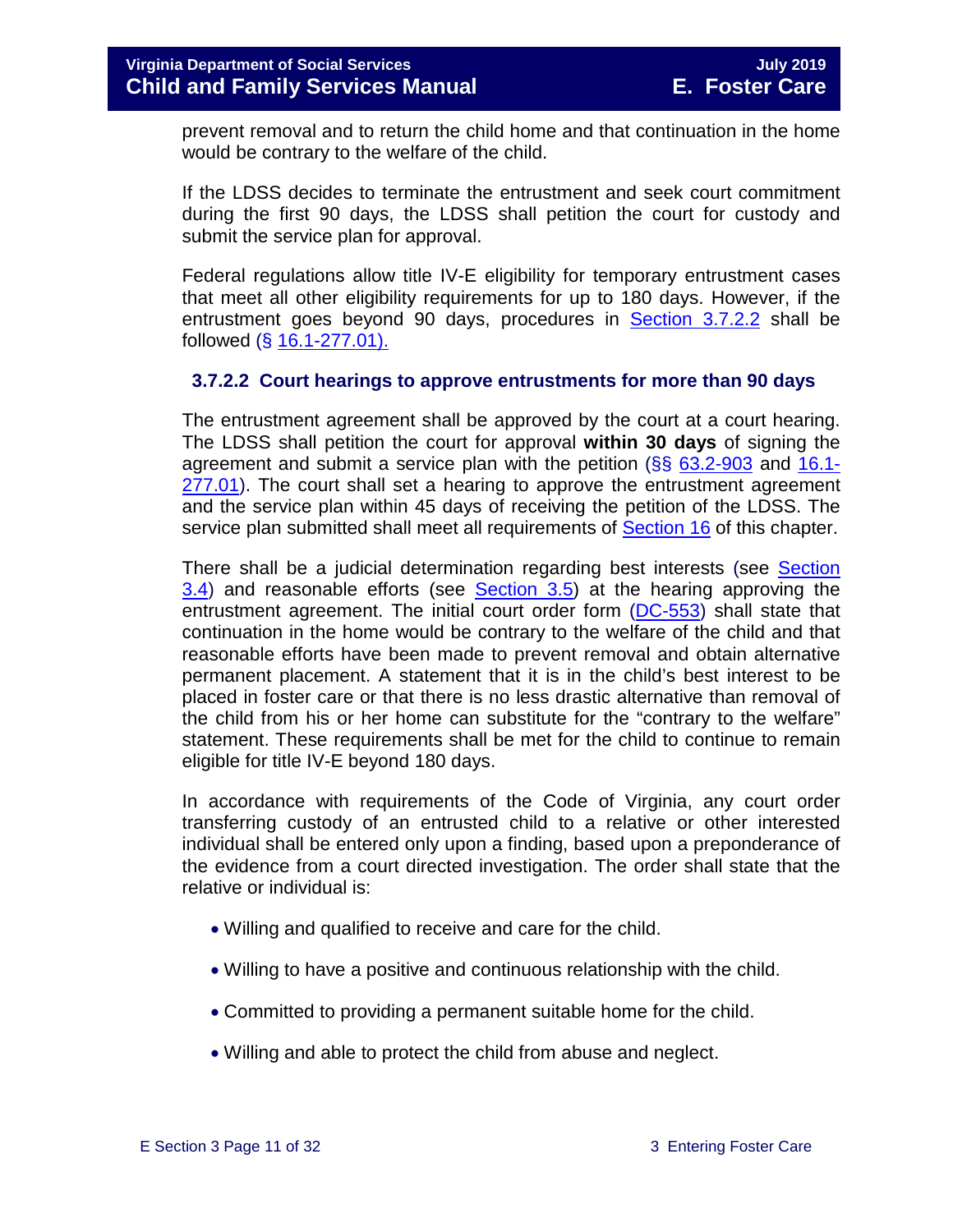prevent removal and to return the child home and that continuation in the home would be contrary to the welfare of the child.

If the LDSS decides to terminate the entrustment and seek court commitment during the first 90 days, the LDSS shall petition the court for custody and submit the service plan for approval.

Federal regulations allow title IV-E eligibility for temporary entrustment cases that meet all other eligibility requirements for up to 180 days. However, if the entrustment goes beyond 90 days, procedures in Section 3.7.2.2 shall be followed (§ 16.1-277.01).

### 3.7.2.2 Court hearings to approve entrustments for more than 90 days

The entrustment agreement shall be approved by the court at a court hearing. The LDSS shall petition the court for approval **within 30 days** of signing the agreement and submit a service plan with the petition (§§ 63.2-903 and 16.1-277.01). The court shall set a hearing to approve the entrustment agreement and the service plan within 45 days of receiving the petition of the LDSS. The service plan submitted shall meet all requirements of Section 16 of this chapter.

There shall be a judicial determination regarding best interests (see Section 3.4) and reasonable efforts (see Section 3.5) at the hearing approving the entrustment agreement. The initial court order form (DC-553) shall state that continuation in the home would be contrary to the welfare of the child and that reasonable efforts have been made to prevent removal and obtain alternative permanent placement. A statement that it is in the child's best interest to be placed in foster care or that there is no less drastic alternative than removal of the child from his or her home can substitute for the "contrary to the welfare" statement. These requirements shall be met for the child to continue to remain eligible for title IV-E beyond 180 days.

In accordance with requirements of the Code of Virginia, any court order transferring custody of an entrusted child to a relative or other interested individual shall be entered only upon a finding, based upon a preponderance of the evidence from a court directed investigation. The order shall state that the relative or individual is:

- Willing and qualified to receive and care for the child.
- Willing to have a positive and continuous relationship with the child.
- Committed to providing a permanent suitable home for the child.
- Willing and able to protect the child from abuse and neglect.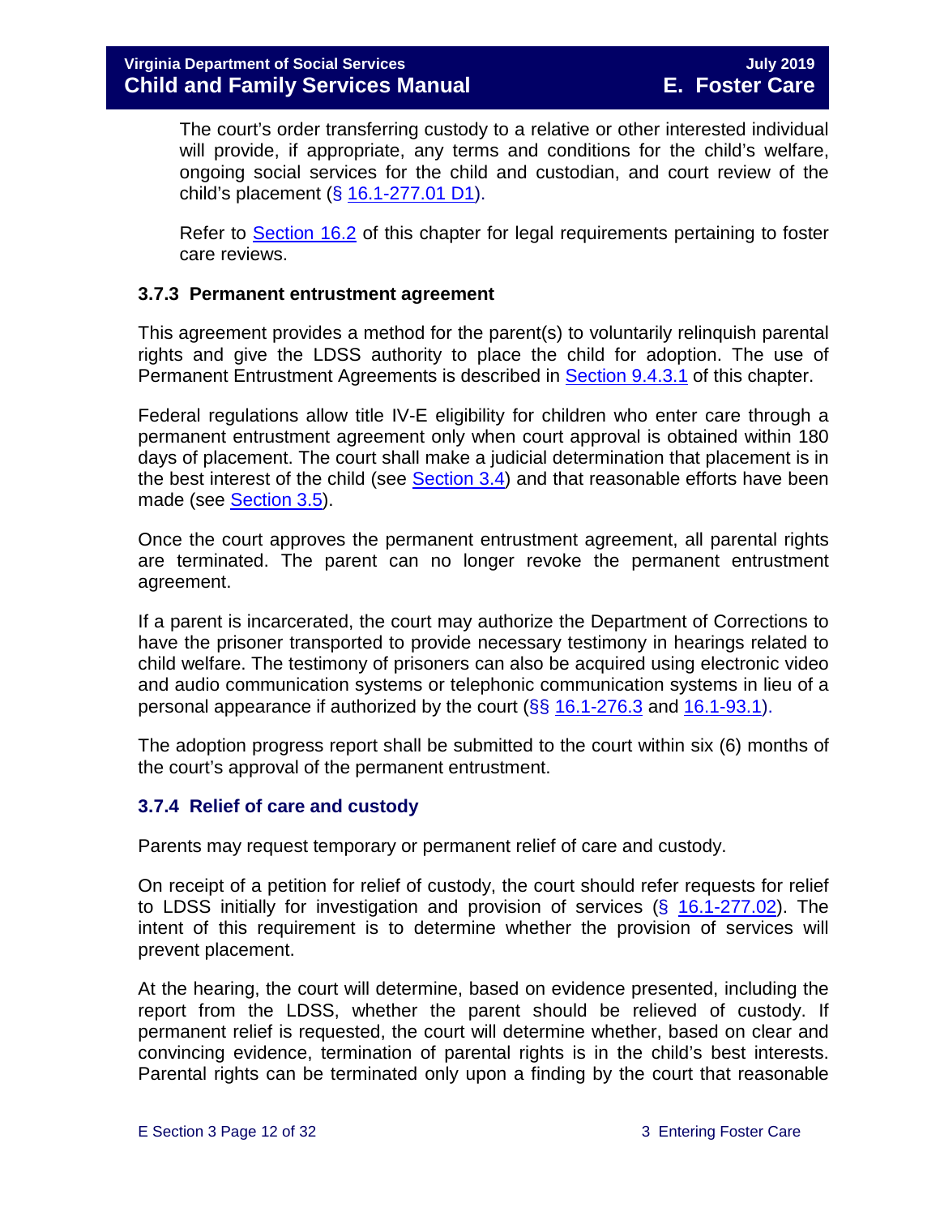The court's order transferring custody to a relative or other interested individual will provide, if appropriate, any terms and conditions for the child's welfare, ongoing social services for the child and custodian, and court review of the child's placement (§ 16.1-277.01 D1).

Refer to Section 16.2 of this chapter for legal requirements pertaining to foster care reviews.

### 3.7.3 Permanent entrustment agreement

This agreement provides a method for the parent(s) to voluntarily relinquish parental rights and give the LDSS authority to place the child for adoption. The use of Permanent Entrustment Agreements is described in Section 9.4.3.1 of this chapter.

Federal regulations allow title IV-E eligibility for children who enter care through a permanent entrustment agreement only when court approval is obtained within 180 days of placement. The court shall make a judicial determination that placement is in the best interest of the child (see Section 3.4) and that reasonable efforts have been made (see Section 3.5).

Once the court approves the permanent entrustment agreement, all parental rights are terminated. The parent can no longer revoke the permanent entrustment agreement.

If a parent is incarcerated, the court may authorize the Department of Corrections to have the prisoner transported to provide necessary testimony in hearings related to child welfare. The testimony of prisoners can also be acquired using electronic video and audio communication systems or telephonic communication systems in lieu of a personal appearance if authorized by the court (§§ 16.1-276.3 and 16.1-93.1).

The adoption progress report shall be submitted to the court within six (6) months of the court's approval of the permanent entrustment.

### 3.7.4 Relief of care and custody

Parents may request temporary or permanent relief of care and custody.

On receipt of a petition for relief of custody, the court should refer requests for relief to LDSS initially for investigation and provision of services (§ 16.1-277.02). The intent of this requirement is to determine whether the provision of services will prevent placement.

At the hearing, the court will determine, based on evidence presented, including the report from the LDSS, whether the parent should be relieved of custody. If permanent relief is requested, the court will determine whether, based on clear and convincing evidence, termination of parental rights is in the child's best interests. Parental rights can be terminated only upon a finding by the court that reasonable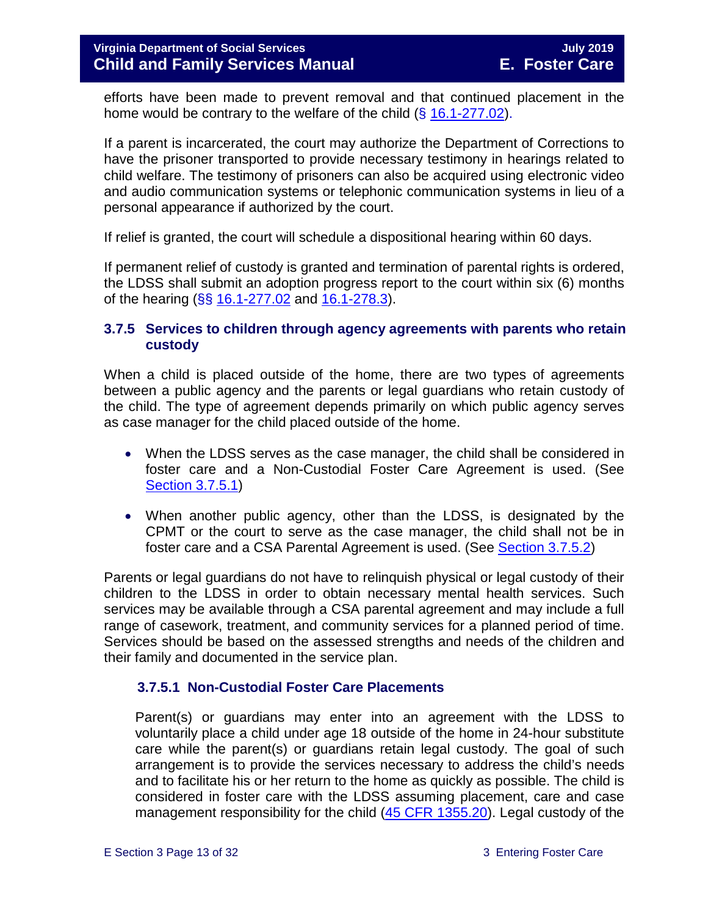efforts have been made to prevent removal and that continued placement in the home would be contrary to the welfare of the child (§ 16.1-277.02).

If a parent is incarcerated, the court may authorize the Department of Corrections to have the prisoner transported to provide necessary testimony in hearings related to child welfare. The testimony of prisoners can also be acquired using electronic video and audio communication systems or telephonic communication systems in lieu of a personal appearance if authorized by the court.

If relief is granted, the court will schedule a dispositional hearing within 60 days.

If permanent relief of custody is granted and termination of parental rights is ordered, the LDSS shall submit an adoption progress report to the court within six (6) months of the hearing (§§ 16.1-277.02 and 16.1-278.3).

### 3.7.5 Services to children through agency agreements with parents who retain custody

When a child is placed outside of the home, there are two types of agreements between a public agency and the parents or legal guardians who retain custody of the child. The type of agreement depends primarily on which public agency serves as case manager for the child placed outside of the home.

- When the LDSS serves as the case manager, the child shall be considered in foster care and a Non-Custodial Foster Care Agreement is used. (See Section 3.7.5.1)
- When another public agency, other than the LDSS, is designated by the CPMT or the court to serve as the case manager, the child shall not be in foster care and a CSA Parental Agreement is used. (See Section 3.7.5.2)

Parents or legal guardians do not have to relinquish physical or legal custody of their children to the LDSS in order to obtain necessary mental health services. Such services may be available through a CSA parental agreement and may include a full range of casework, treatment, and community services for a planned period of time. Services should be based on the assessed strengths and needs of the children and their family and documented in the service plan.

#### 3.7.5.1 Non-Custodial Foster Care Placements

Parent(s) or guardians may enter into an agreement with the LDSS to voluntarily place a child under age 18 outside of the home in 24-hour substitute care while the parent(s) or guardians retain legal custody. The goal of such arrangement is to provide the services necessary to address the child's needs and to facilitate his or her return to the home as quickly as possible. The child is considered in foster care with the LDSS assuming placement, care and case management responsibility for the child (45 CFR 1355.20). Legal custody of the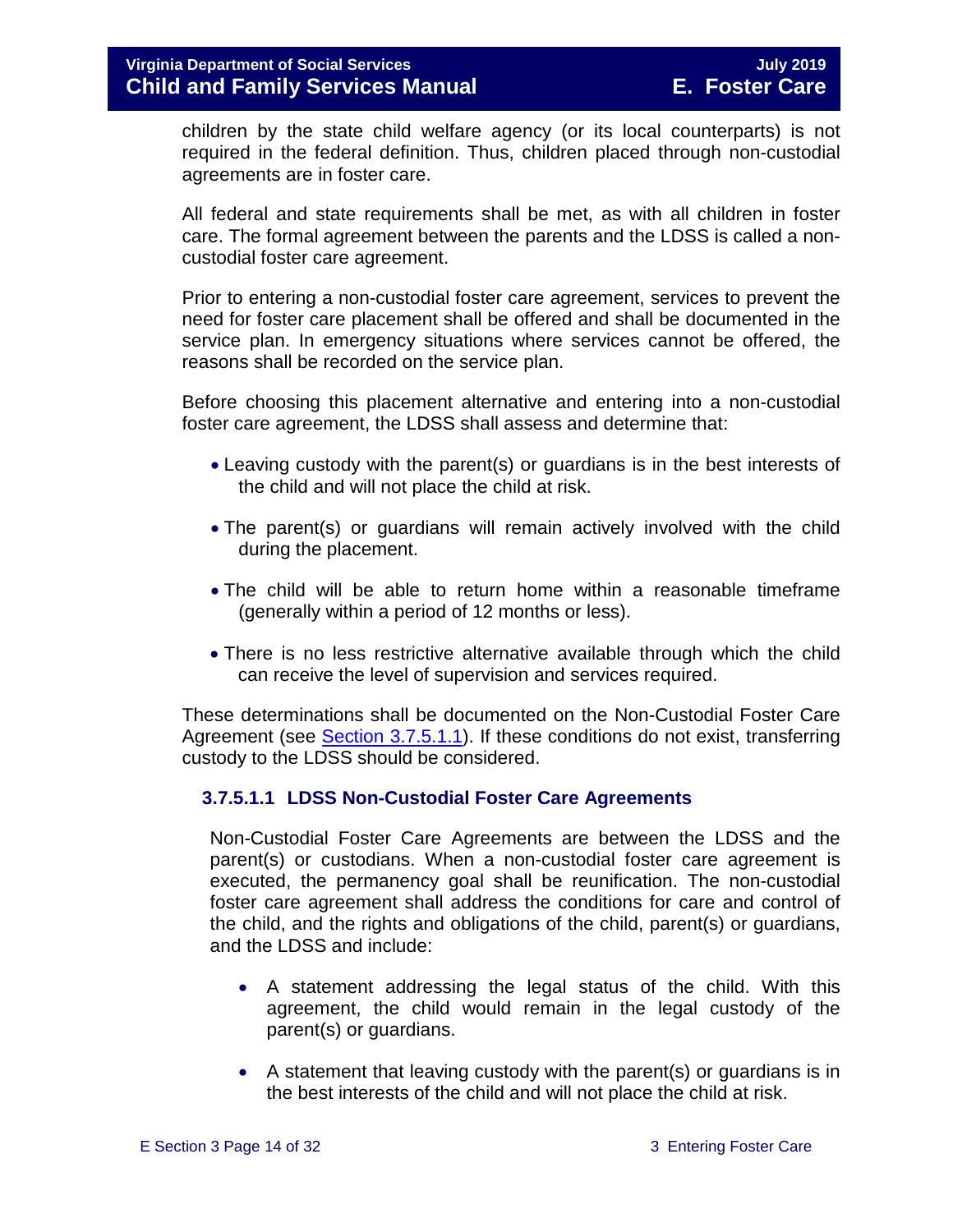children by the state child welfare agency (or its local counterparts) is not required in the federal definition. Thus, children placed through non-custodial agreements are in foster care.

All federal and state requirements shall be met, as with all children in foster care. The formal agreement between the parents and the LDSS is called a non-custodial foster care agreement.

Prior to entering a non-custodial foster care agreement, services to prevent the need for foster care placement shall be offered and shall be documented in the service plan. In emergency situations where services cannot be offered, the reasons shall be recorded on the service plan.

Before choosing this placement alternative and entering into a non-custodial foster care agreement, the LDSS shall assess and determine that:

- Leaving custody with the parent(s) or guardians is in the best interests of the child and will not place the child at risk.
- The parent(s) or guardians will remain actively involved with the child during the placement.
- The child will be able to return home within a reasonable timeframe (generally within a period of 12 months or less).
- There is no less restrictive alternative available through which the child can receive the level of supervision and services required.

These determinations shall be documented on the Non-Custodial Foster Care Agreement (see Section 3.7.5.1.1). If these conditions do not exist, transferring custody to the LDSS should be considered.

#### 3.7.5.1.1 LDSS Non-Custodial Foster Care Agreements

Non-Custodial Foster Care Agreements are between the LDSS and the parent(s) or custodians. When a non-custodial foster care agreement is executed, the permanency goal shall be reunification. The non-custodial foster care agreement shall address the conditions for care and control of the child, and the rights and obligations of the child, parent(s) or guardians, and the LDSS and include:

- A statement addressing the legal status of the child. With this agreement, the child would remain in the legal custody of the parent(s) or guardians.
- A statement that leaving custody with the parent(s) or guardians is in the best interests of the child and will not place the child at risk.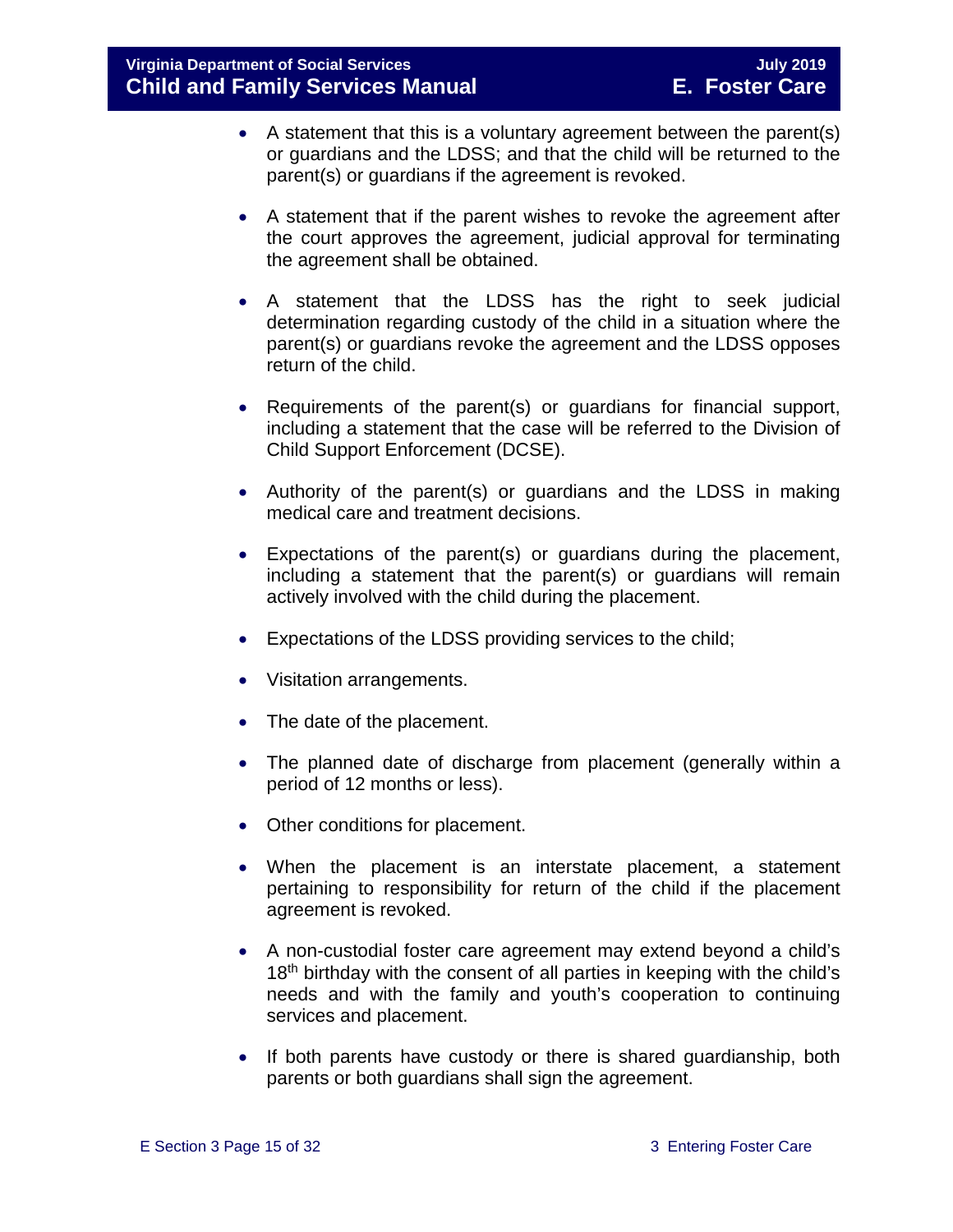- A statement that this is a voluntary agreement between the parent(s) or guardians and the LDSS; and that the child will be returned to the parent(s) or guardians if the agreement is revoked.

- A statement that if the parent wishes to revoke the agreement after the court approves the agreement, judicial approval for terminating the agreement shall be obtained.

- A statement that the LDSS has the right to seek judicial determination regarding custody of the child in a situation where the parent(s) or guardians revoke the agreement and the LDSS opposes return of the child.

- Requirements of the parent(s) or guardians for financial support, including a statement that the case will be referred to the Division of Child Support Enforcement (DCSE).

- Authority of the parent(s) or guardians and the LDSS in making medical care and treatment decisions.

- Expectations of the parent(s) or guardians during the placement, including a statement that the parent(s) or guardians will remain actively involved with the child during the placement.

- Expectations of the LDSS providing services to the child;

- Visitation arrangements.

- The date of the placement.

- The planned date of discharge from placement (generally within a period of 12 months or less).

- Other conditions for placement.

- When the placement is an interstate placement, a statement pertaining to responsibility for return of the child if the placement agreement is revoked.

- A non-custodial foster care agreement may extend beyond a child's 18th birthday with the consent of all parties in keeping with the child's needs and with the family and youth's cooperation to continuing services and placement.

- If both parents have custody or there is shared guardianship, both parents or both guardians shall sign the agreement.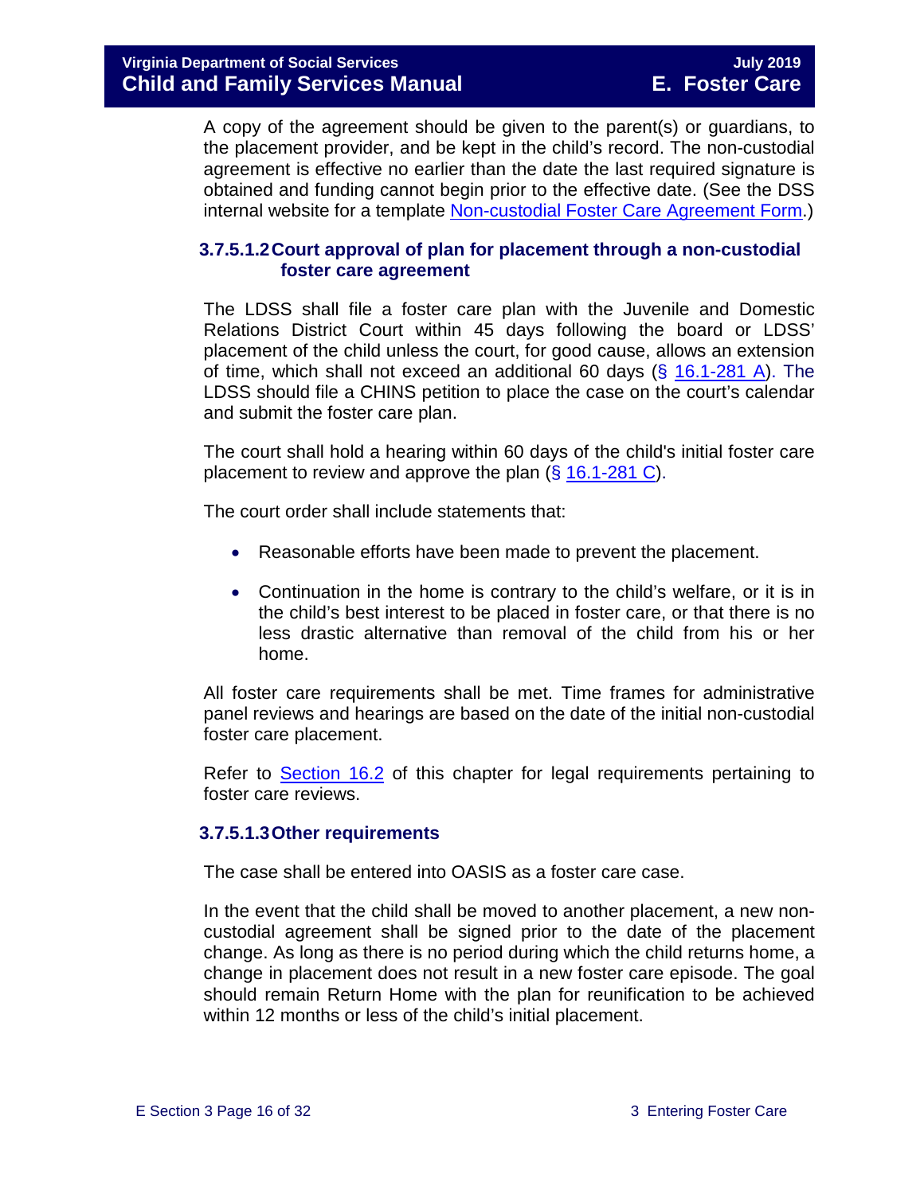A copy of the agreement should be given to the parent(s) or guardians, to the placement provider, and be kept in the child's record. The non-custodial agreement is effective no earlier than the date the last required signature is obtained and funding cannot begin prior to the effective date. (See the DSS internal website for a template Non-custodial Foster Care Agreement Form.)

#### 3.7.5.1.2 Court approval of plan for placement through a non-custodial foster care agreement

The LDSS shall file a foster care plan with the Juvenile and Domestic Relations District Court within 45 days following the board or LDSS' placement of the child unless the court, for good cause, allows an extension of time, which shall not exceed an additional 60 days (§ 16.1-281 A). The LDSS should file a CHINS petition to place the case on the court's calendar and submit the foster care plan.

The court shall hold a hearing within 60 days of the child's initial foster care placement to review and approve the plan (§ 16.1-281 C).

The court order shall include statements that:

- Reasonable efforts have been made to prevent the placement.
- Continuation in the home is contrary to the child's welfare, or it is in the child's best interest to be placed in foster care, or that there is no less drastic alternative than removal of the child from his or her home.

All foster care requirements shall be met. Time frames for administrative panel reviews and hearings are based on the date of the initial non-custodial foster care placement.

Refer to Section 16.2 of this chapter for legal requirements pertaining to foster care reviews.

#### 3.7.5.1.3 Other requirements

The case shall be entered into OASIS as a foster care case.

In the event that the child shall be moved to another placement, a new non-custodial agreement shall be signed prior to the date of the placement change. As long as there is no period during which the child returns home, a change in placement does not result in a new foster care episode. The goal should remain Return Home with the plan for reunification to be achieved within 12 months or less of the child's initial placement.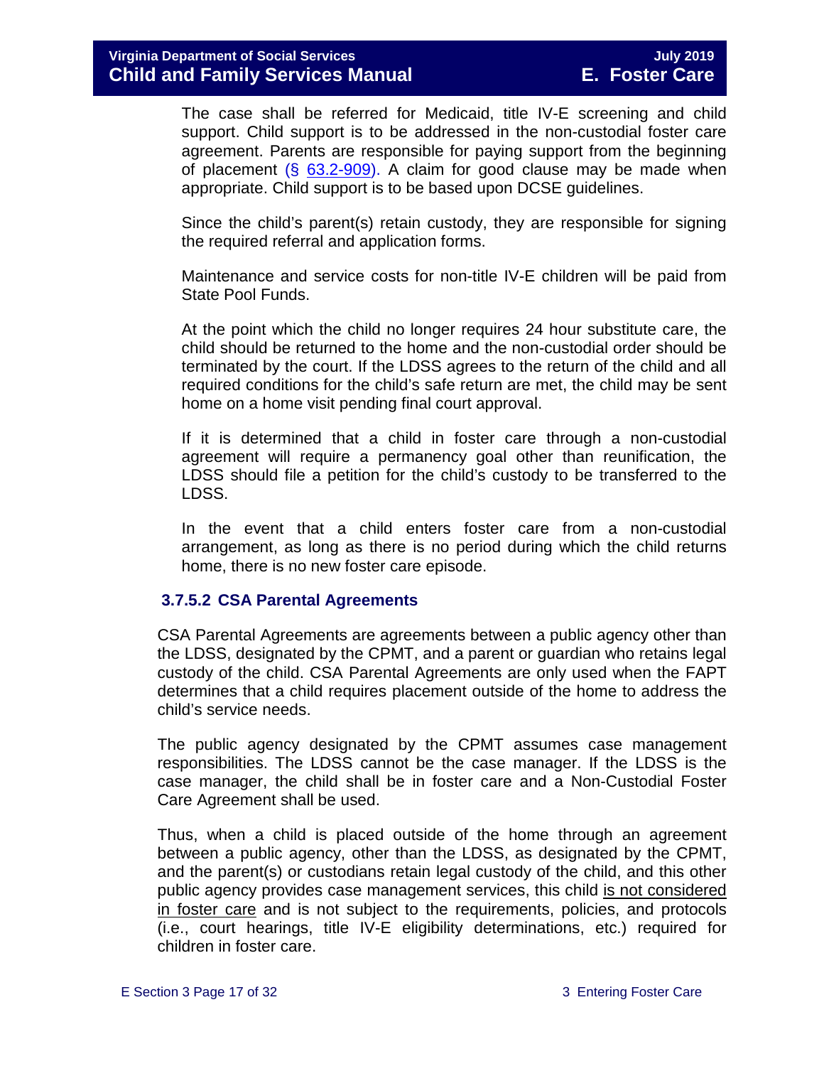The case shall be referred for Medicaid, title IV-E screening and child support. Child support is to be addressed in the non-custodial foster care agreement. Parents are responsible for paying support from the beginning of placement (§ 63.2-909). A claim for good clause may be made when appropriate. Child support is to be based upon DCSE guidelines.

Since the child's parent(s) retain custody, they are responsible for signing the required referral and application forms.

Maintenance and service costs for non-title IV-E children will be paid from State Pool Funds.

At the point which the child no longer requires 24 hour substitute care, the child should be returned to the home and the non-custodial order should be terminated by the court. If the LDSS agrees to the return of the child and all required conditions for the child's safe return are met, the child may be sent home on a home visit pending final court approval.

If it is determined that a child in foster care through a non-custodial agreement will require a permanency goal other than reunification, the LDSS should file a petition for the child's custody to be transferred to the LDSS.

In the event that a child enters foster care from a non-custodial arrangement, as long as there is no period during which the child returns home, there is no new foster care episode.

### 3.7.5.2 CSA Parental Agreements

CSA Parental Agreements are agreements between a public agency other than the LDSS, designated by the CPMT, and a parent or guardian who retains legal custody of the child. CSA Parental Agreements are only used when the FAPT determines that a child requires placement outside of the home to address the child's service needs.

The public agency designated by the CPMT assumes case management responsibilities. The LDSS cannot be the case manager. If the LDSS is the case manager, the child shall be in foster care and a Non-Custodial Foster Care Agreement shall be used.

Thus, when a child is placed outside of the home through an agreement between a public agency, other than the LDSS, as designated by the CPMT, and the parent(s) or custodians retain legal custody of the child, and this other public agency provides case management services, this child <u>is not considered in foster care</u> and is not subject to the requirements, policies, and protocols (i.e., court hearings, title IV-E eligibility determinations, etc.) required for children in foster care.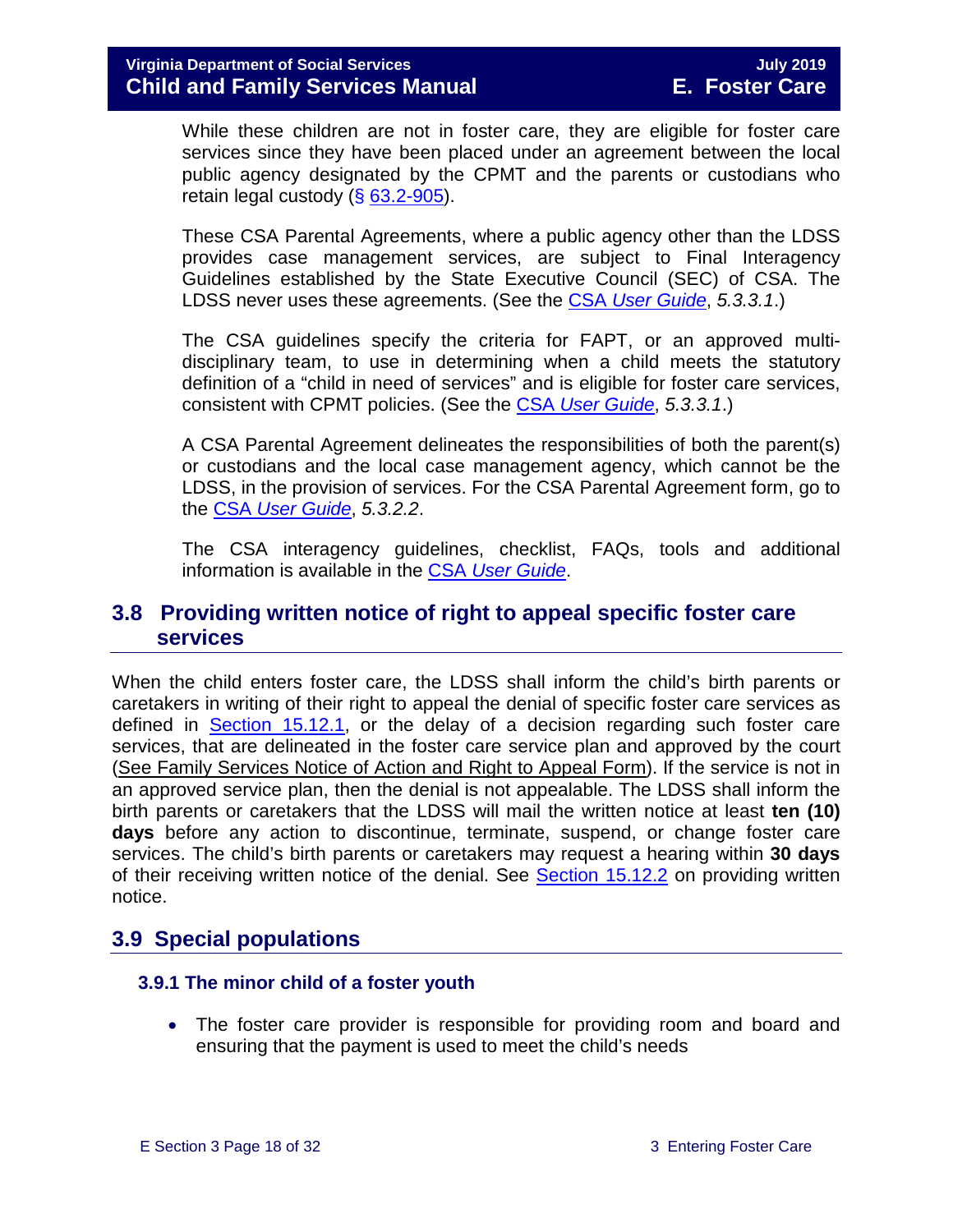While these children are not in foster care, they are eligible for foster care services since they have been placed under an agreement between the local public agency designated by the CPMT and the parents or custodians who retain legal custody (§ 63.2-905).

These CSA Parental Agreements, where a public agency other than the LDSS provides case management services, are subject to Final Interagency Guidelines established by the State Executive Council (SEC) of CSA. The LDSS never uses these agreements. (See the CSA *User Guide*, *5.3.3.1*.)

The CSA guidelines specify the criteria for FAPT, or an approved multi-disciplinary team, to use in determining when a child meets the statutory definition of a "child in need of services" and is eligible for foster care services, consistent with CPMT policies. (See the CSA *User Guide*, *5.3.3.1*.)

A CSA Parental Agreement delineates the responsibilities of both the parent(s) or custodians and the local case management agency, which cannot be the LDSS, in the provision of services. For the CSA Parental Agreement form, go to the CSA *User Guide*, *5.3.2.2*.

The CSA interagency guidelines, checklist, FAQs, tools and additional information is available in the CSA *User Guide*.

## 3.8 Providing written notice of right to appeal specific foster care services

When the child enters foster care, the LDSS shall inform the child's birth parents or caretakers in writing of their right to appeal the denial of specific foster care services as defined in Section 15.12.1, or the delay of a decision regarding such foster care services, that are delineated in the foster care service plan and approved by the court (See Family Services Notice of Action and Right to Appeal Form). If the service is not in an approved service plan, then the denial is not appealable. The LDSS shall inform the birth parents or caretakers that the LDSS will mail the written notice at least **ten (10) days** before any action to discontinue, terminate, suspend, or change foster care services. The child's birth parents or caretakers may request a hearing within **30 days** of their receiving written notice of the denial. See Section 15.12.2 on providing written notice.

## 3.9 Special populations

### 3.9.1 The minor child of a foster youth

- The foster care provider is responsible for providing room and board and ensuring that the payment is used to meet the child's needs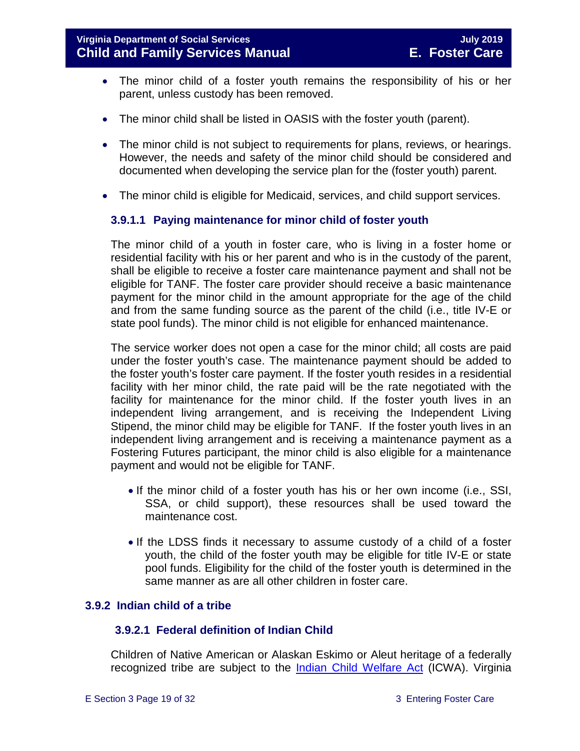- The minor child of a foster youth remains the responsibility of his or her parent, unless custody has been removed.
- The minor child shall be listed in OASIS with the foster youth (parent).
- The minor child is not subject to requirements for plans, reviews, or hearings. However, the needs and safety of the minor child should be considered and documented when developing the service plan for the (foster youth) parent.
- The minor child is eligible for Medicaid, services, and child support services.

#### 3.9.1.1 Paying maintenance for minor child of foster youth

The minor child of a youth in foster care, who is living in a foster home or residential facility with his or her parent and who is in the custody of the parent, shall be eligible to receive a foster care maintenance payment and shall not be eligible for TANF. The foster care provider should receive a basic maintenance payment for the minor child in the amount appropriate for the age of the child and from the same funding source as the parent of the child (i.e., title IV-E or state pool funds). The minor child is not eligible for enhanced maintenance.

The service worker does not open a case for the minor child; all costs are paid under the foster youth's case. The maintenance payment should be added to the foster youth's foster care payment. If the foster youth resides in a residential facility with her minor child, the rate paid will be the rate negotiated with the facility for maintenance for the minor child. If the foster youth lives in an independent living arrangement, and is receiving the Independent Living Stipend, the minor child may be eligible for TANF. If the foster youth lives in an independent living arrangement and is receiving a maintenance payment as a Fostering Futures participant, the minor child is also eligible for a maintenance payment and would not be eligible for TANF.

- If the minor child of a foster youth has his or her own income (i.e., SSI, SSA, or child support), these resources shall be used toward the maintenance cost.
- If the LDSS finds it necessary to assume custody of a child of a foster youth, the child of the foster youth may be eligible for title IV-E or state pool funds. Eligibility for the child of the foster youth is determined in the same manner as are all other children in foster care.

### 3.9.2 Indian child of a tribe

#### 3.9.2.1 Federal definition of Indian Child

Children of Native American or Alaskan Eskimo or Aleut heritage of a federally recognized tribe are subject to the [Indian Child Welfare Act](#) (ICWA). Virginia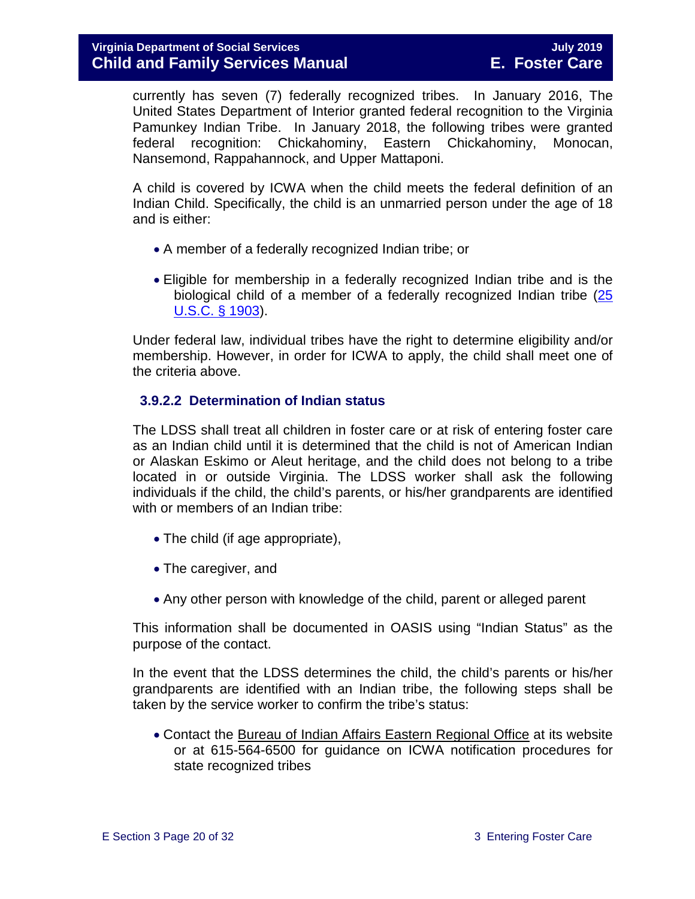currently has seven (7) federally recognized tribes. In January 2016, The United States Department of Interior granted federal recognition to the Virginia Pamunkey Indian Tribe. In January 2018, the following tribes were granted federal recognition: Chickahominy, Eastern Chickahominy, Monocan, Nansemond, Rappahannock, and Upper Mattaponi.

A child is covered by ICWA when the child meets the federal definition of an Indian Child. Specifically, the child is an unmarried person under the age of 18 and is either:

- A member of a federally recognized Indian tribe; or
- Eligible for membership in a federally recognized Indian tribe and is the biological child of a member of a federally recognized Indian tribe (25 U.S.C. § 1903).

Under federal law, individual tribes have the right to determine eligibility and/or membership. However, in order for ICWA to apply, the child shall meet one of the criteria above.

### 3.9.2.2 Determination of Indian status

The LDSS shall treat all children in foster care or at risk of entering foster care as an Indian child until it is determined that the child is not of American Indian or Alaskan Eskimo or Aleut heritage, and the child does not belong to a tribe located in or outside Virginia. The LDSS worker shall ask the following individuals if the child, the child's parents, or his/her grandparents are identified with or members of an Indian tribe:

- The child (if age appropriate),
- The caregiver, and
- Any other person with knowledge of the child, parent or alleged parent

This information shall be documented in OASIS using "Indian Status" as the purpose of the contact.

In the event that the LDSS determines the child, the child's parents or his/her grandparents are identified with an Indian tribe, the following steps shall be taken by the service worker to confirm the tribe's status:

- Contact the Bureau of Indian Affairs Eastern Regional Office at its website or at 615-564-6500 for guidance on ICWA notification procedures for state recognized tribes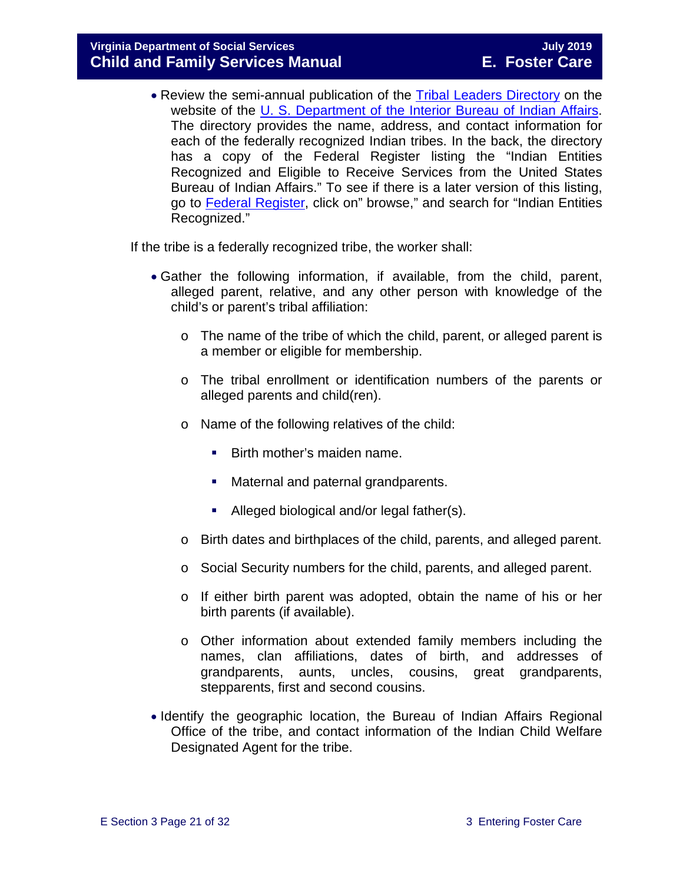- Review the semi-annual publication of the [Tribal Leaders Directory] on the website of the [U. S. Department of the Interior Bureau of Indian Affairs]. The directory provides the name, address, and contact information for each of the federally recognized Indian tribes. In the back, the directory has a copy of the Federal Register listing the "Indian Entities Recognized and Eligible to Receive Services from the United States Bureau of Indian Affairs." To see if there is a later version of this listing, go to [Federal Register], click on" browse," and search for "Indian Entities Recognized."

If the tribe is a federally recognized tribe, the worker shall:

- Gather the following information, if available, from the child, parent, alleged parent, relative, and any other person with knowledge of the child's or parent's tribal affiliation:
    - The name of the tribe of which the child, parent, or alleged parent is a member or eligible for membership.
    - The tribal enrollment or identification numbers of the parents or alleged parents and child(ren).
    - Name of the following relatives of the child:
        - Birth mother's maiden name.
        - Maternal and paternal grandparents.
        - Alleged biological and/or legal father(s).
    - Birth dates and birthplaces of the child, parents, and alleged parent.
    - Social Security numbers for the child, parents, and alleged parent.
    - If either birth parent was adopted, obtain the name of his or her birth parents (if available).
    - Other information about extended family members including the names, clan affiliations, dates of birth, and addresses of grandparents, aunts, uncles, cousins, great grandparents, stepparents, first and second cousins.
- Identify the geographic location, the Bureau of Indian Affairs Regional Office of the tribe, and contact information of the Indian Child Welfare Designated Agent for the tribe.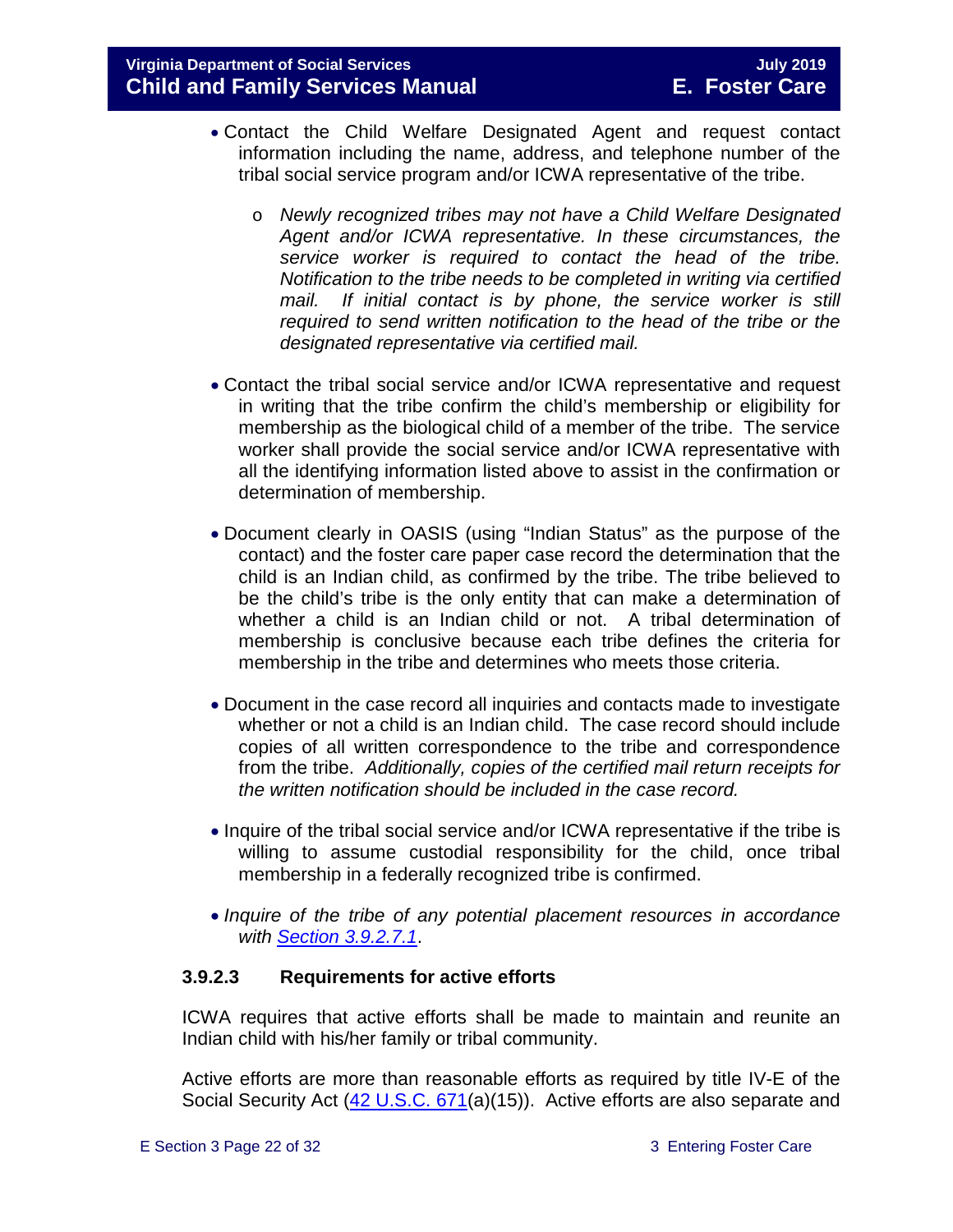- Contact the Child Welfare Designated Agent and request contact information including the name, address, and telephone number of the tribal social service program and/or ICWA representative of the tribe.
    - *Newly recognized tribes may not have a Child Welfare Designated Agent and/or ICWA representative. In these circumstances, the service worker is required to contact the head of the tribe. Notification to the tribe needs to be completed in writing via certified mail. If initial contact is by phone, the service worker is still required to send written notification to the head of the tribe or the designated representative via certified mail.*

- Contact the tribal social service and/or ICWA representative and request in writing that the tribe confirm the child's membership or eligibility for membership as the biological child of a member of the tribe. The service worker shall provide the social service and/or ICWA representative with all the identifying information listed above to assist in the confirmation or determination of membership.

- Document clearly in OASIS (using "Indian Status" as the purpose of the contact) and the foster care paper case record the determination that the child is an Indian child, as confirmed by the tribe. The tribe believed to be the child's tribe is the only entity that can make a determination of whether a child is an Indian child or not. A tribal determination of membership is conclusive because each tribe defines the criteria for membership in the tribe and determines who meets those criteria.

- Document in the case record all inquiries and contacts made to investigate whether or not a child is an Indian child. The case record should include copies of all written correspondence to the tribe and correspondence from the tribe. *Additionally, copies of the certified mail return receipts for the written notification should be included in the case record.*

- Inquire of the tribal social service and/or ICWA representative if the tribe is willing to assume custodial responsibility for the child, once tribal membership in a federally recognized tribe is confirmed.

- *Inquire of the tribe of any potential placement resources in accordance with [Section 3.9.2.7.1](#).*

### 3.9.2.3 Requirements for active efforts

ICWA requires that active efforts shall be made to maintain and reunite an Indian child with his/her family or tribal community.

Active efforts are more than reasonable efforts as required by title IV-E of the Social Security Act ([42 U.S.C. 671](#)(a)(15)). Active efforts are also separate and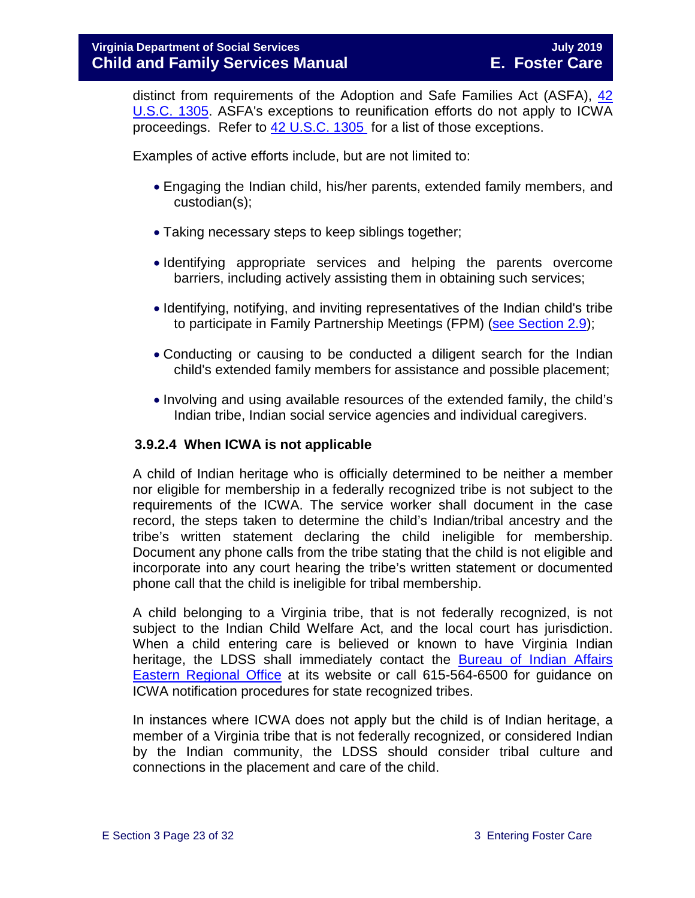distinct from requirements of the Adoption and Safe Families Act (ASFA), [42 U.S.C. 1305](). ASFA's exceptions to reunification efforts do not apply to ICWA proceedings. Refer to [42 U.S.C. 1305]() for a list of those exceptions.

Examples of active efforts include, but are not limited to:

- Engaging the Indian child, his/her parents, extended family members, and custodian(s);
- Taking necessary steps to keep siblings together;
- Identifying appropriate services and helping the parents overcome barriers, including actively assisting them in obtaining such services;
- Identifying, notifying, and inviting representatives of the Indian child's tribe to participate in Family Partnership Meetings (FPM) ([see Section 2.9]());
- Conducting or causing to be conducted a diligent search for the Indian child's extended family members for assistance and possible placement;
- Involving and using available resources of the extended family, the child's Indian tribe, Indian social service agencies and individual caregivers.

### 3.9.2.4 When ICWA is not applicable

A child of Indian heritage who is officially determined to be neither a member nor eligible for membership in a federally recognized tribe is not subject to the requirements of the ICWA. The service worker shall document in the case record, the steps taken to determine the child's Indian/tribal ancestry and the tribe's written statement declaring the child ineligible for membership. Document any phone calls from the tribe stating that the child is not eligible and incorporate into any court hearing the tribe's written statement or documented phone call that the child is ineligible for tribal membership.

A child belonging to a Virginia tribe, that is not federally recognized, is not subject to the Indian Child Welfare Act, and the local court has jurisdiction. When a child entering care is believed or known to have Virginia Indian heritage, the LDSS shall immediately contact the [Bureau of Indian Affairs Eastern Regional Office]() at its website or call 615-564-6500 for guidance on ICWA notification procedures for state recognized tribes.

In instances where ICWA does not apply but the child is of Indian heritage, a member of a Virginia tribe that is not federally recognized, or considered Indian by the Indian community, the LDSS should consider tribal culture and connections in the placement and care of the child.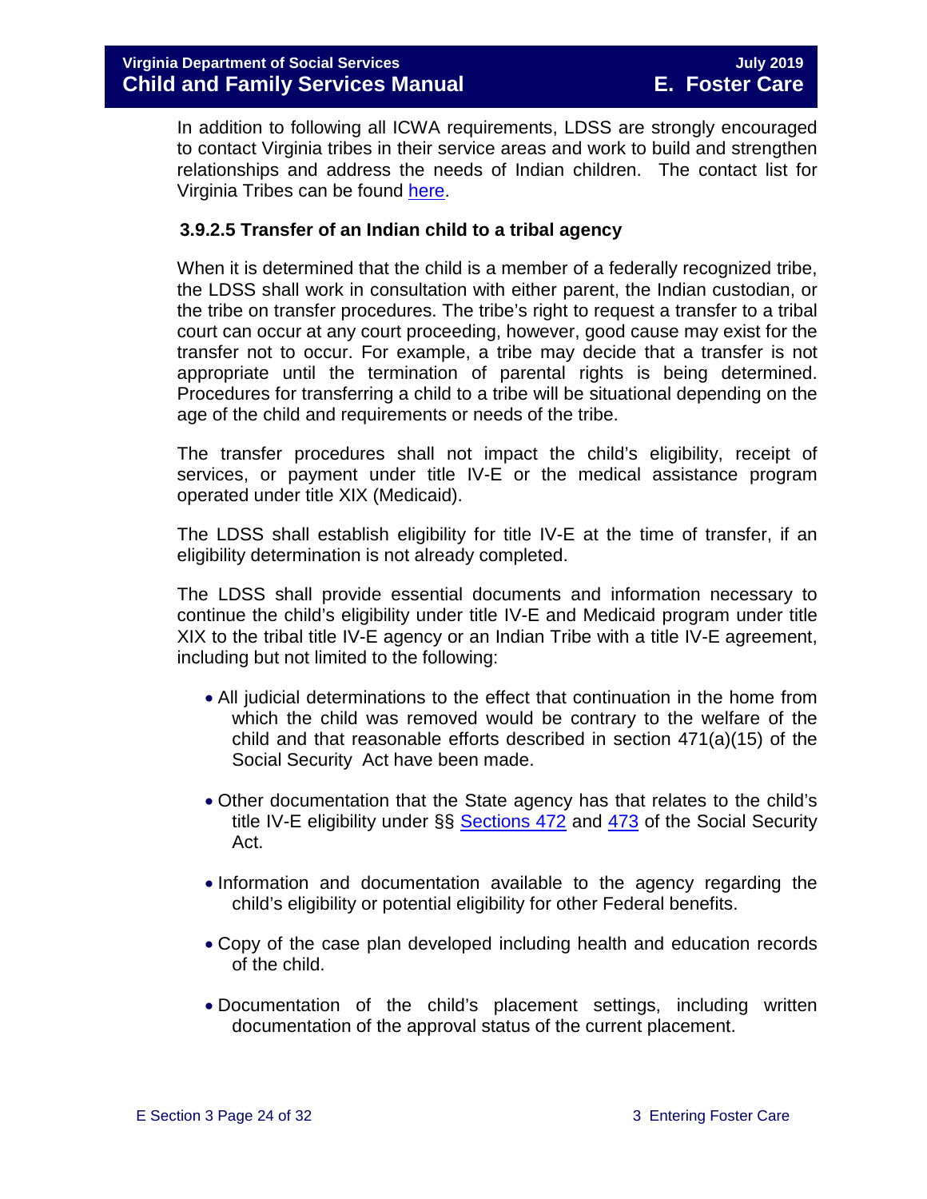In addition to following all ICWA requirements, LDSS are strongly encouraged to contact Virginia tribes in their service areas and work to build and strengthen relationships and address the needs of Indian children. The contact list for Virginia Tribes can be found here.

#### 3.9.2.5 Transfer of an Indian child to a tribal agency

When it is determined that the child is a member of a federally recognized tribe, the LDSS shall work in consultation with either parent, the Indian custodian, or the tribe on transfer procedures. The tribe's right to request a transfer to a tribal court can occur at any court proceeding, however, good cause may exist for the transfer not to occur. For example, a tribe may decide that a transfer is not appropriate until the termination of parental rights is being determined. Procedures for transferring a child to a tribe will be situational depending on the age of the child and requirements or needs of the tribe.

The transfer procedures shall not impact the child's eligibility, receipt of services, or payment under title IV-E or the medical assistance program operated under title XIX (Medicaid).

The LDSS shall establish eligibility for title IV-E at the time of transfer, if an eligibility determination is not already completed.

The LDSS shall provide essential documents and information necessary to continue the child's eligibility under title IV-E and Medicaid program under title XIX to the tribal title IV-E agency or an Indian Tribe with a title IV-E agreement, including but not limited to the following:

- All judicial determinations to the effect that continuation in the home from which the child was removed would be contrary to the welfare of the child and that reasonable efforts described in section 471(a)(15) of the Social Security Act have been made.
- Other documentation that the State agency has that relates to the child's title IV-E eligibility under §§ Sections 472 and 473 of the Social Security Act.
- Information and documentation available to the agency regarding the child's eligibility or potential eligibility for other Federal benefits.
- Copy of the case plan developed including health and education records of the child.
- Documentation of the child's placement settings, including written documentation of the approval status of the current placement.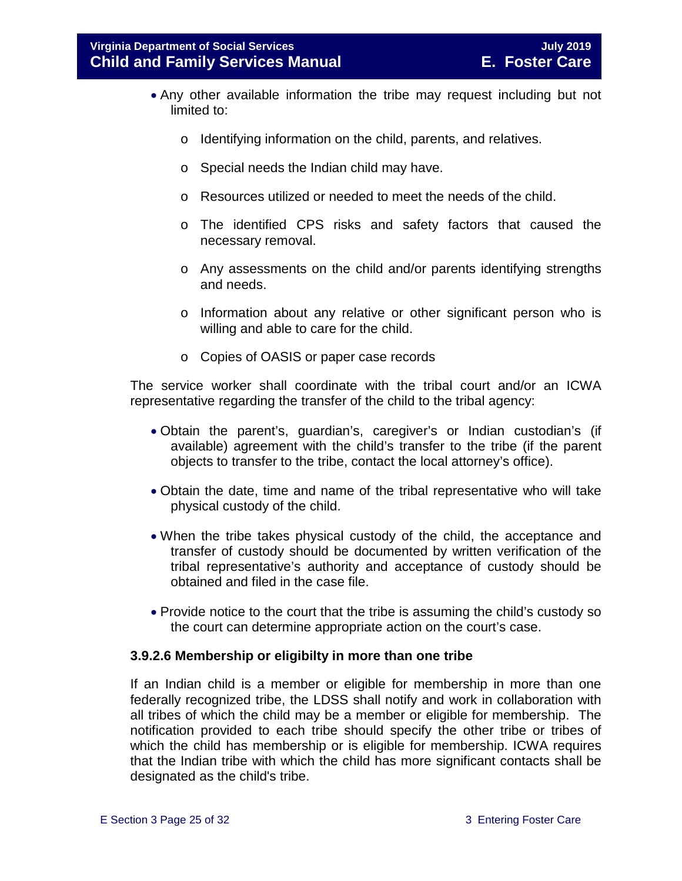- Any other available information the tribe may request including but not limited to:
  - Identifying information on the child, parents, and relatives.
  - Special needs the Indian child may have.
  - Resources utilized or needed to meet the needs of the child.
  - The identified CPS risks and safety factors that caused the necessary removal.
  - Any assessments on the child and/or parents identifying strengths and needs.
  - Information about any relative or other significant person who is willing and able to care for the child.
  - Copies of OASIS or paper case records

The service worker shall coordinate with the tribal court and/or an ICWA representative regarding the transfer of the child to the tribal agency:

- Obtain the parent's, guardian's, caregiver's or Indian custodian's (if available) agreement with the child's transfer to the tribe (if the parent objects to transfer to the tribe, contact the local attorney's office).
- Obtain the date, time and name of the tribal representative who will take physical custody of the child.
- When the tribe takes physical custody of the child, the acceptance and transfer of custody should be documented by written verification of the tribal representative's authority and acceptance of custody should be obtained and filed in the case file.
- Provide notice to the court that the tribe is assuming the child's custody so the court can determine appropriate action on the court's case.

#### 3.9.2.6 Membership or eligibilty in more than one tribe

If an Indian child is a member or eligible for membership in more than one federally recognized tribe, the LDSS shall notify and work in collaboration with all tribes of which the child may be a member or eligible for membership. The notification provided to each tribe should specify the other tribe or tribes of which the child has membership or is eligible for membership. ICWA requires that the Indian tribe with which the child has more significant contacts shall be designated as the child's tribe.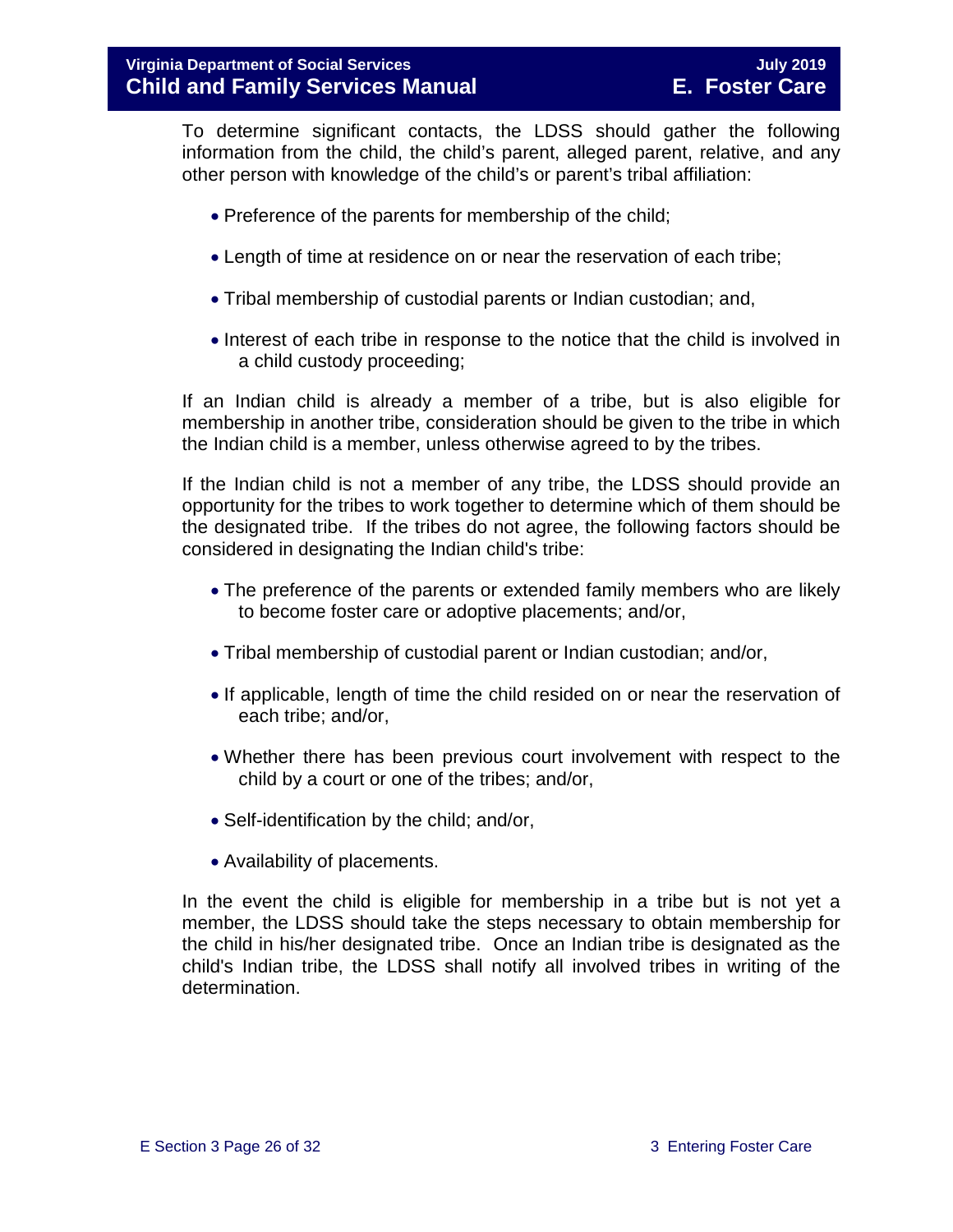To determine significant contacts, the LDSS should gather the following information from the child, the child's parent, alleged parent, relative, and any other person with knowledge of the child's or parent's tribal affiliation:

- Preference of the parents for membership of the child;
- Length of time at residence on or near the reservation of each tribe;
- Tribal membership of custodial parents or Indian custodian; and,
- Interest of each tribe in response to the notice that the child is involved in a child custody proceeding;

If an Indian child is already a member of a tribe, but is also eligible for membership in another tribe, consideration should be given to the tribe in which the Indian child is a member, unless otherwise agreed to by the tribes.

If the Indian child is not a member of any tribe, the LDSS should provide an opportunity for the tribes to work together to determine which of them should be the designated tribe. If the tribes do not agree, the following factors should be considered in designating the Indian child's tribe:

- The preference of the parents or extended family members who are likely to become foster care or adoptive placements; and/or,
- Tribal membership of custodial parent or Indian custodian; and/or,
- If applicable, length of time the child resided on or near the reservation of each tribe; and/or,
- Whether there has been previous court involvement with respect to the child by a court or one of the tribes; and/or,
- Self-identification by the child; and/or,
- Availability of placements.

In the event the child is eligible for membership in a tribe but is not yet a member, the LDSS should take the steps necessary to obtain membership for the child in his/her designated tribe. Once an Indian tribe is designated as the child's Indian tribe, the LDSS shall notify all involved tribes in writing of the determination.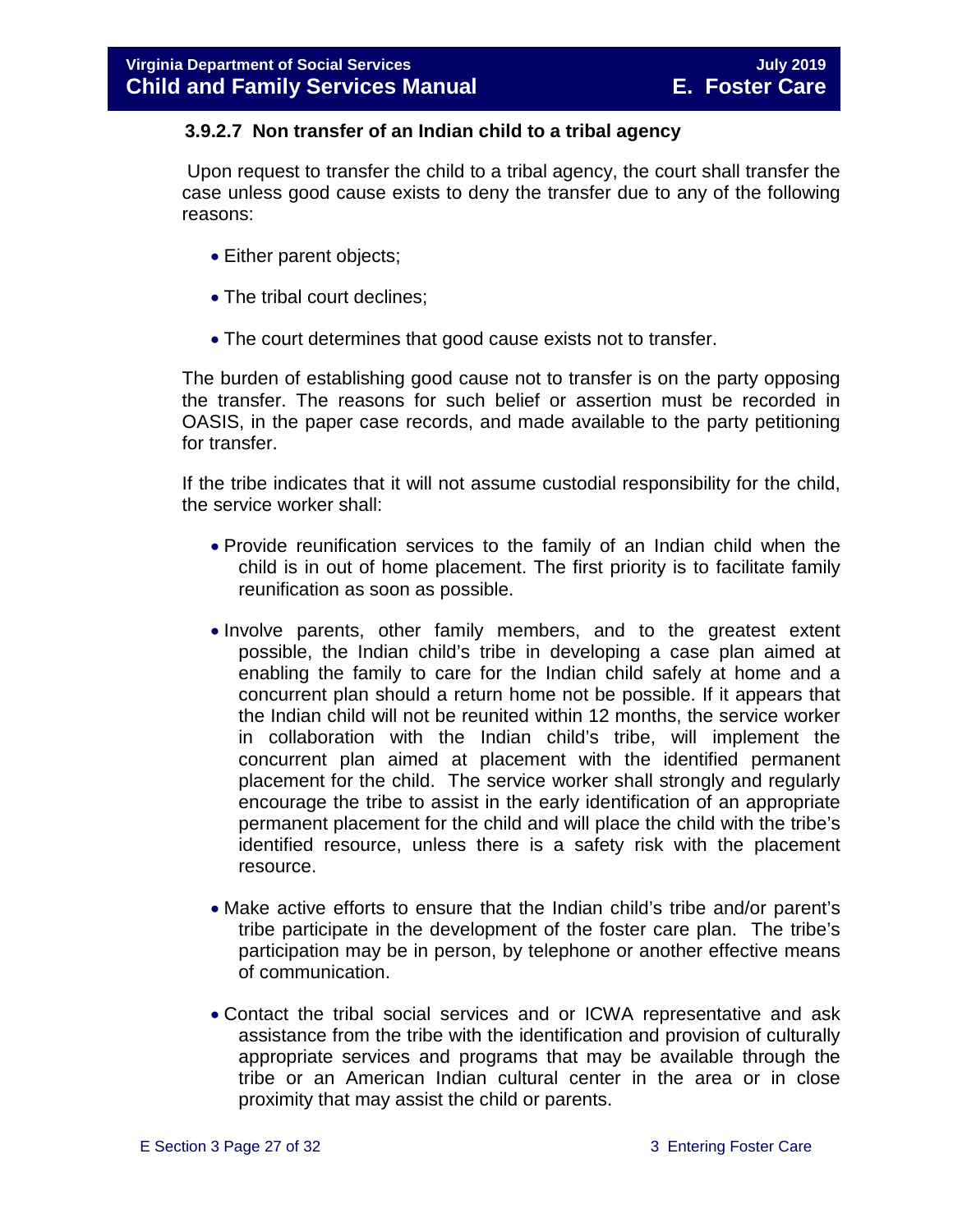### 3.9.2.7 Non transfer of an Indian child to a tribal agency

Upon request to transfer the child to a tribal agency, the court shall transfer the case unless good cause exists to deny the transfer due to any of the following reasons:

- Either parent objects;
- The tribal court declines;
- The court determines that good cause exists not to transfer.

The burden of establishing good cause not to transfer is on the party opposing the transfer. The reasons for such belief or assertion must be recorded in OASIS, in the paper case records, and made available to the party petitioning for transfer.

If the tribe indicates that it will not assume custodial responsibility for the child, the service worker shall:

- Provide reunification services to the family of an Indian child when the child is in out of home placement. The first priority is to facilitate family reunification as soon as possible.
- Involve parents, other family members, and to the greatest extent possible, the Indian child's tribe in developing a case plan aimed at enabling the family to care for the Indian child safely at home and a concurrent plan should a return home not be possible. If it appears that the Indian child will not be reunited within 12 months, the service worker in collaboration with the Indian child's tribe, will implement the concurrent plan aimed at placement with the identified permanent placement for the child. The service worker shall strongly and regularly encourage the tribe to assist in the early identification of an appropriate permanent placement for the child and will place the child with the tribe's identified resource, unless there is a safety risk with the placement resource.
- Make active efforts to ensure that the Indian child's tribe and/or parent's tribe participate in the development of the foster care plan. The tribe's participation may be in person, by telephone or another effective means of communication.
- Contact the tribal social services and or ICWA representative and ask assistance from the tribe with the identification and provision of culturally appropriate services and programs that may be available through the tribe or an American Indian cultural center in the area or in close proximity that may assist the child or parents.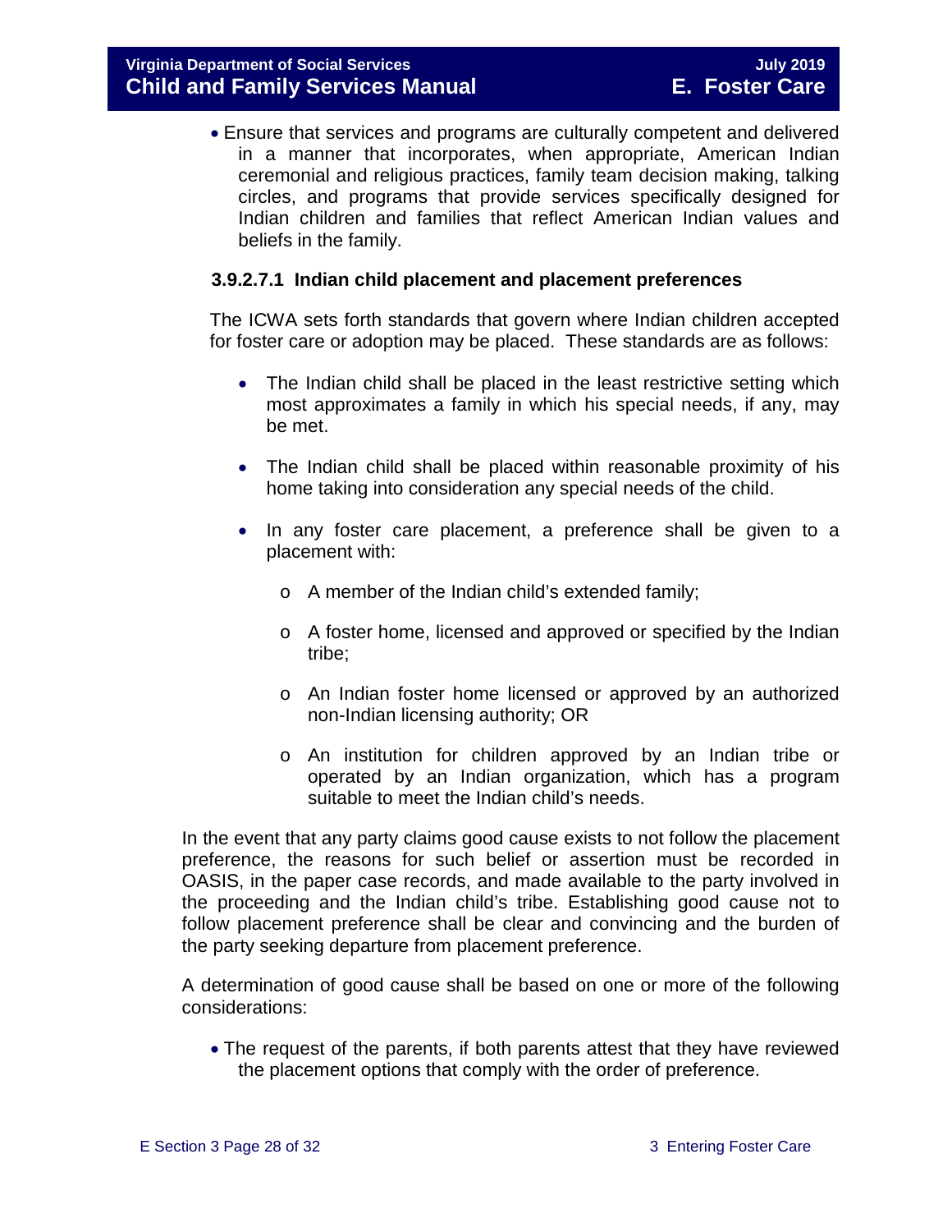- Ensure that services and programs are culturally competent and delivered in a manner that incorporates, when appropriate, American Indian ceremonial and religious practices, family team decision making, talking circles, and programs that provide services specifically designed for Indian children and families that reflect American Indian values and beliefs in the family.

#### 3.9.2.7.1 Indian child placement and placement preferences

The ICWA sets forth standards that govern where Indian children accepted for foster care or adoption may be placed. These standards are as follows:

- The Indian child shall be placed in the least restrictive setting which most approximates a family in which his special needs, if any, may be met.
- The Indian child shall be placed within reasonable proximity of his home taking into consideration any special needs of the child.
- In any foster care placement, a preference shall be given to a placement with:
  - A member of the Indian child's extended family;
  - A foster home, licensed and approved or specified by the Indian tribe;
  - An Indian foster home licensed or approved by an authorized non-Indian licensing authority; OR
  - An institution for children approved by an Indian tribe or operated by an Indian organization, which has a program suitable to meet the Indian child's needs.

In the event that any party claims good cause exists to not follow the placement preference, the reasons for such belief or assertion must be recorded in OASIS, in the paper case records, and made available to the party involved in the proceeding and the Indian child's tribe. Establishing good cause not to follow placement preference shall be clear and convincing and the burden of the party seeking departure from placement preference.

A determination of good cause shall be based on one or more of the following considerations:

- The request of the parents, if both parents attest that they have reviewed the placement options that comply with the order of preference.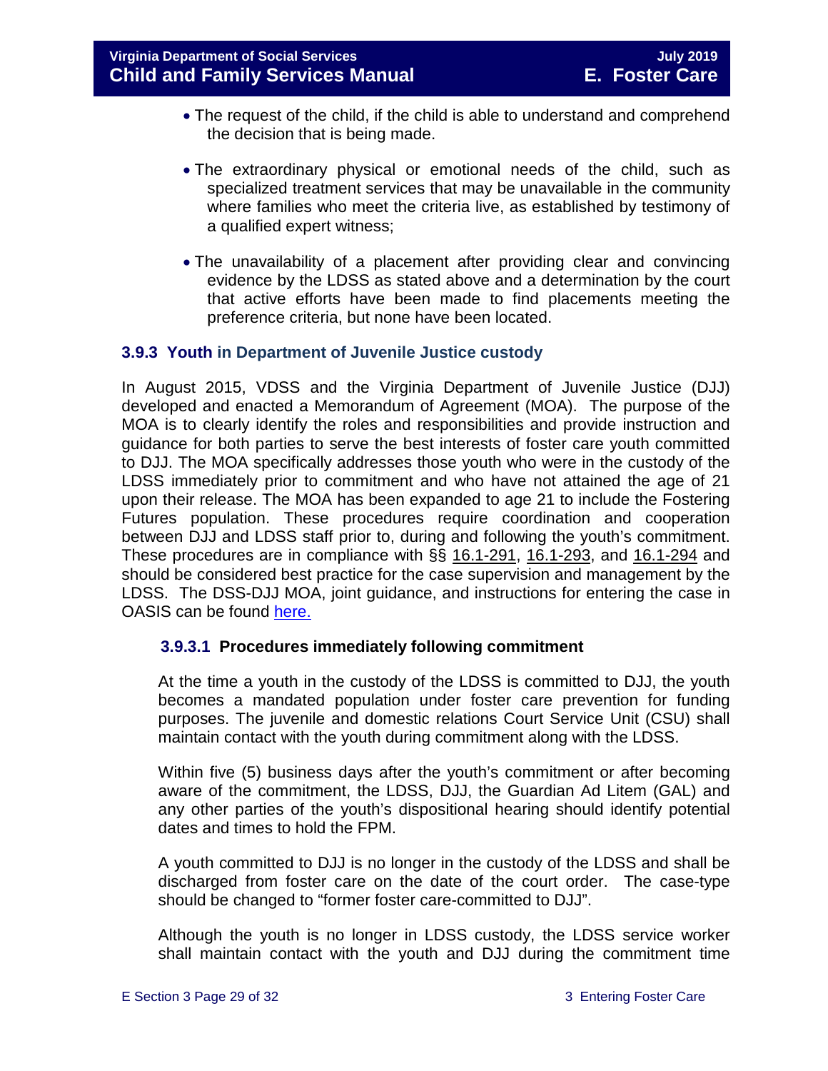- The request of the child, if the child is able to understand and comprehend the decision that is being made.
- The extraordinary physical or emotional needs of the child, such as specialized treatment services that may be unavailable in the community where families who meet the criteria live, as established by testimony of a qualified expert witness;
- The unavailability of a placement after providing clear and convincing evidence by the LDSS as stated above and a determination by the court that active efforts have been made to find placements meeting the preference criteria, but none have been located.

### 3.9.3 Youth in Department of Juvenile Justice custody

In August 2015, VDSS and the Virginia Department of Juvenile Justice (DJJ) developed and enacted a Memorandum of Agreement (MOA). The purpose of the MOA is to clearly identify the roles and responsibilities and provide instruction and guidance for both parties to serve the best interests of foster care youth committed to DJJ. The MOA specifically addresses those youth who were in the custody of the LDSS immediately prior to commitment and who have not attained the age of 21 upon their release. The MOA has been expanded to age 21 to include the Fostering Futures population. These procedures require coordination and cooperation between DJJ and LDSS staff prior to, during and following the youth's commitment. These procedures are in compliance with §§ 16.1-291, 16.1-293, and 16.1-294 and should be considered best practice for the case supervision and management by the LDSS. The DSS-DJJ MOA, joint guidance, and instructions for entering the case in OASIS can be found here.

#### 3.9.3.1 Procedures immediately following commitment

At the time a youth in the custody of the LDSS is committed to DJJ, the youth becomes a mandated population under foster care prevention for funding purposes. The juvenile and domestic relations Court Service Unit (CSU) shall maintain contact with the youth during commitment along with the LDSS.

Within five (5) business days after the youth's commitment or after becoming aware of the commitment, the LDSS, DJJ, the Guardian Ad Litem (GAL) and any other parties of the youth's dispositional hearing should identify potential dates and times to hold the FPM.

A youth committed to DJJ is no longer in the custody of the LDSS and shall be discharged from foster care on the date of the court order. The case-type should be changed to "former foster care-committed to DJJ".

Although the youth is no longer in LDSS custody, the LDSS service worker shall maintain contact with the youth and DJJ during the commitment time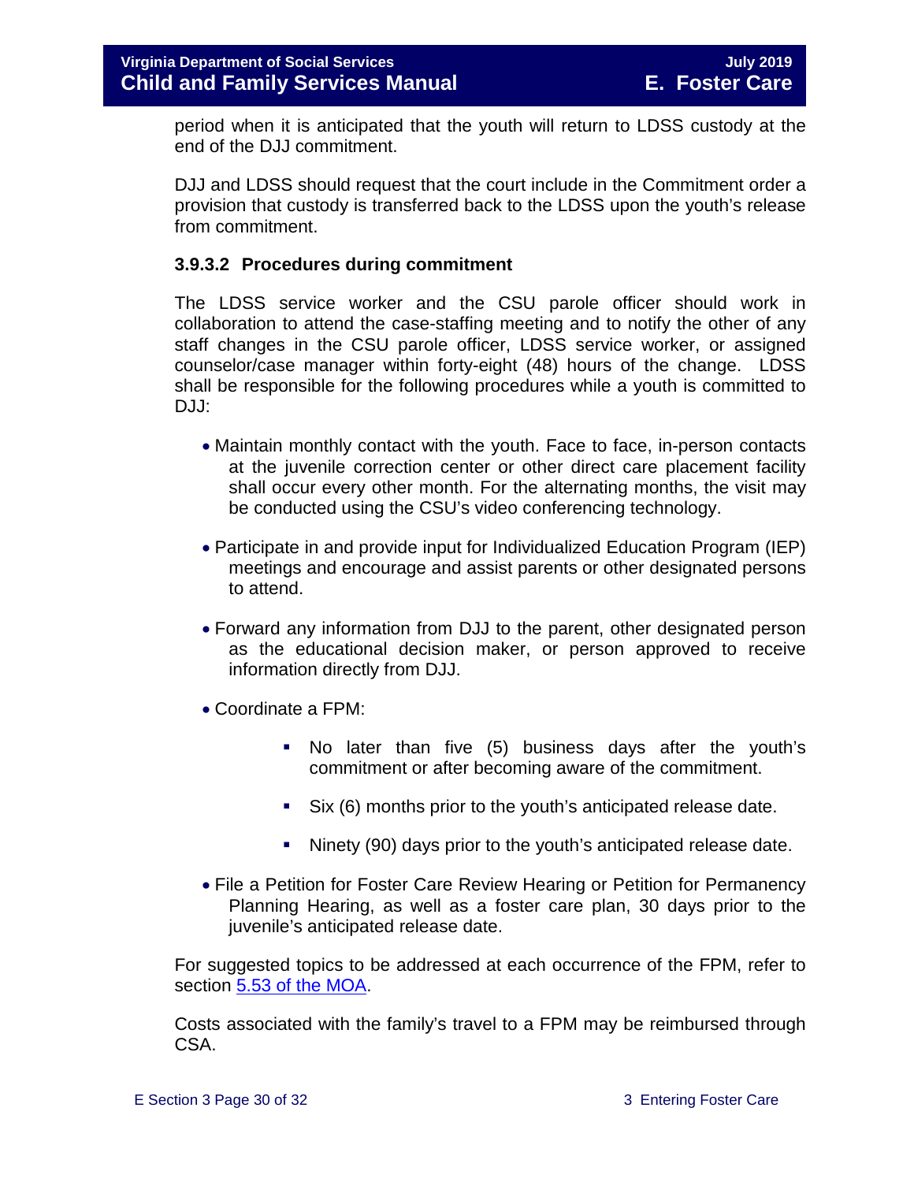period when it is anticipated that the youth will return to LDSS custody at the end of the DJJ commitment.

DJJ and LDSS should request that the court include in the Commitment order a provision that custody is transferred back to the LDSS upon the youth's release from commitment.

#### 3.9.3.2 Procedures during commitment

The LDSS service worker and the CSU parole officer should work in collaboration to attend the case-staffing meeting and to notify the other of any staff changes in the CSU parole officer, LDSS service worker, or assigned counselor/case manager within forty-eight (48) hours of the change. LDSS shall be responsible for the following procedures while a youth is committed to DJJ:

- Maintain monthly contact with the youth. Face to face, in-person contacts at the juvenile correction center or other direct care placement facility shall occur every other month. For the alternating months, the visit may be conducted using the CSU's video conferencing technology.
- Participate in and provide input for Individualized Education Program (IEP) meetings and encourage and assist parents or other designated persons to attend.
- Forward any information from DJJ to the parent, other designated person as the educational decision maker, or person approved to receive information directly from DJJ.
- Coordinate a FPM:
    - No later than five (5) business days after the youth's commitment or after becoming aware of the commitment.
    - Six (6) months prior to the youth's anticipated release date.
    - Ninety (90) days prior to the youth's anticipated release date.
- File a Petition for Foster Care Review Hearing or Petition for Permanency Planning Hearing, as well as a foster care plan, 30 days prior to the juvenile's anticipated release date.

For suggested topics to be addressed at each occurrence of the FPM, refer to section 5.53 of the MOA.

Costs associated with the family's travel to a FPM may be reimbursed through CSA.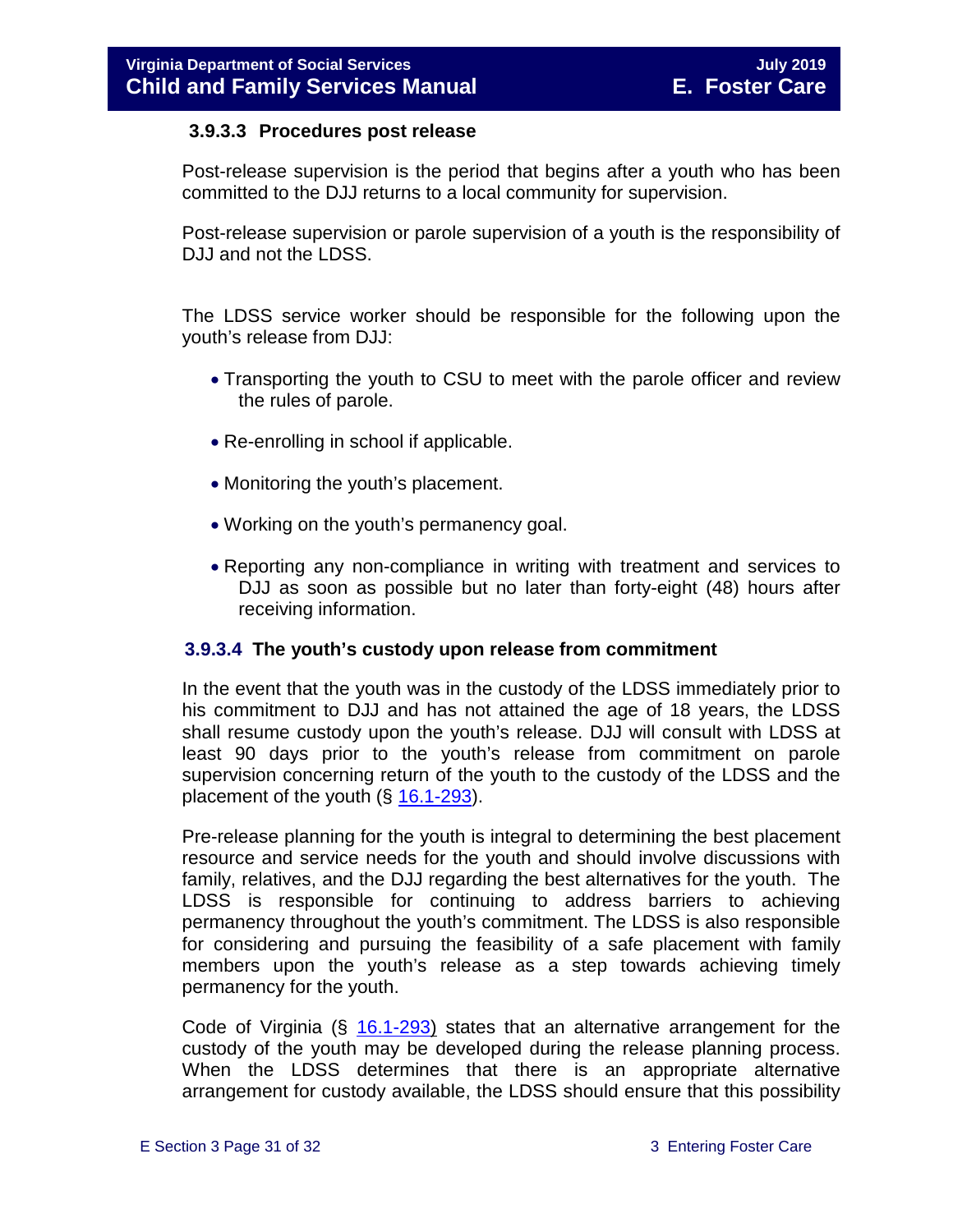#### 3.9.3.3 Procedures post release

Post-release supervision is the period that begins after a youth who has been committed to the DJJ returns to a local community for supervision.

Post-release supervision or parole supervision of a youth is the responsibility of DJJ and not the LDSS.

The LDSS service worker should be responsible for the following upon the youth's release from DJJ:

- Transporting the youth to CSU to meet with the parole officer and review the rules of parole.
- Re-enrolling in school if applicable.
- Monitoring the youth's placement.
- Working on the youth's permanency goal.
- Reporting any non-compliance in writing with treatment and services to DJJ as soon as possible but no later than forty-eight (48) hours after receiving information.

#### 3.9.3.4 The youth's custody upon release from commitment

In the event that the youth was in the custody of the LDSS immediately prior to his commitment to DJJ and has not attained the age of 18 years, the LDSS shall resume custody upon the youth's release. DJJ will consult with LDSS at least 90 days prior to the youth's release from commitment on parole supervision concerning return of the youth to the custody of the LDSS and the placement of the youth (§ 16.1-293).

Pre-release planning for the youth is integral to determining the best placement resource and service needs for the youth and should involve discussions with family, relatives, and the DJJ regarding the best alternatives for the youth. The LDSS is responsible for continuing to address barriers to achieving permanency throughout the youth's commitment. The LDSS is also responsible for considering and pursuing the feasibility of a safe placement with family members upon the youth's release as a step towards achieving timely permanency for the youth.

Code of Virginia (§ 16.1-293) states that an alternative arrangement for the custody of the youth may be developed during the release planning process. When the LDSS determines that there is an appropriate alternative arrangement for custody available, the LDSS should ensure that this possibility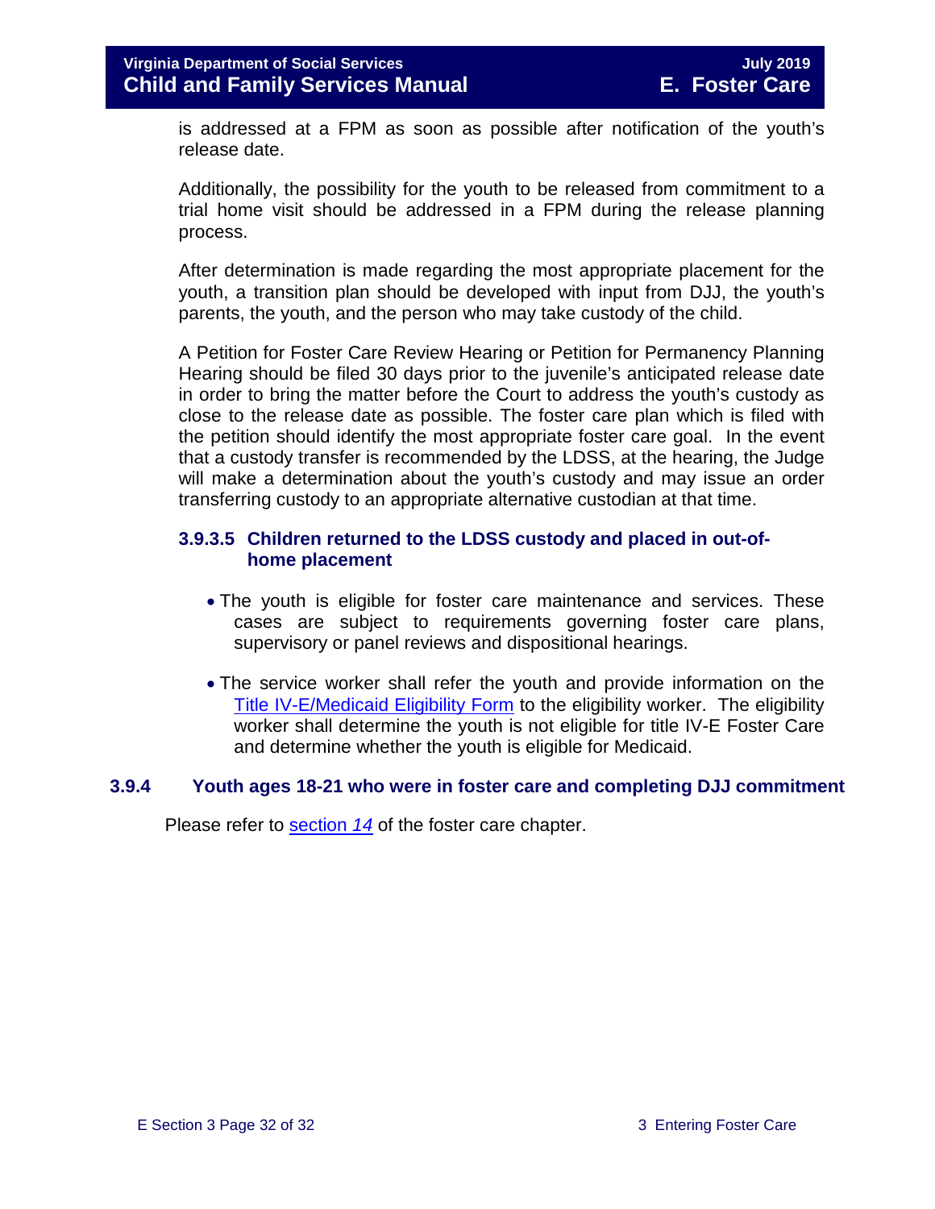is addressed at a FPM as soon as possible after notification of the youth's release date.

Additionally, the possibility for the youth to be released from commitment to a trial home visit should be addressed in a FPM during the release planning process.

After determination is made regarding the most appropriate placement for the youth, a transition plan should be developed with input from DJJ, the youth's parents, the youth, and the person who may take custody of the child.

A Petition for Foster Care Review Hearing or Petition for Permanency Planning Hearing should be filed 30 days prior to the juvenile's anticipated release date in order to bring the matter before the Court to address the youth's custody as close to the release date as possible. The foster care plan which is filed with the petition should identify the most appropriate foster care goal. In the event that a custody transfer is recommended by the LDSS, at the hearing, the Judge will make a determination about the youth's custody and may issue an order transferring custody to an appropriate alternative custodian at that time.

#### 3.9.3.5 Children returned to the LDSS custody and placed in out-of-home placement

- The youth is eligible for foster care maintenance and services. These cases are subject to requirements governing foster care plans, supervisory or panel reviews and dispositional hearings.
- The service worker shall refer the youth and provide information on the [Title IV-E/Medicaid Eligibility Form](#) to the eligibility worker. The eligibility worker shall determine the youth is not eligible for title IV-E Foster Care and determine whether the youth is eligible for Medicaid.

### 3.9.4 Youth ages 18-21 who were in foster care and completing DJJ commitment

Please refer to [section *14*](#) of the foster care chapter.